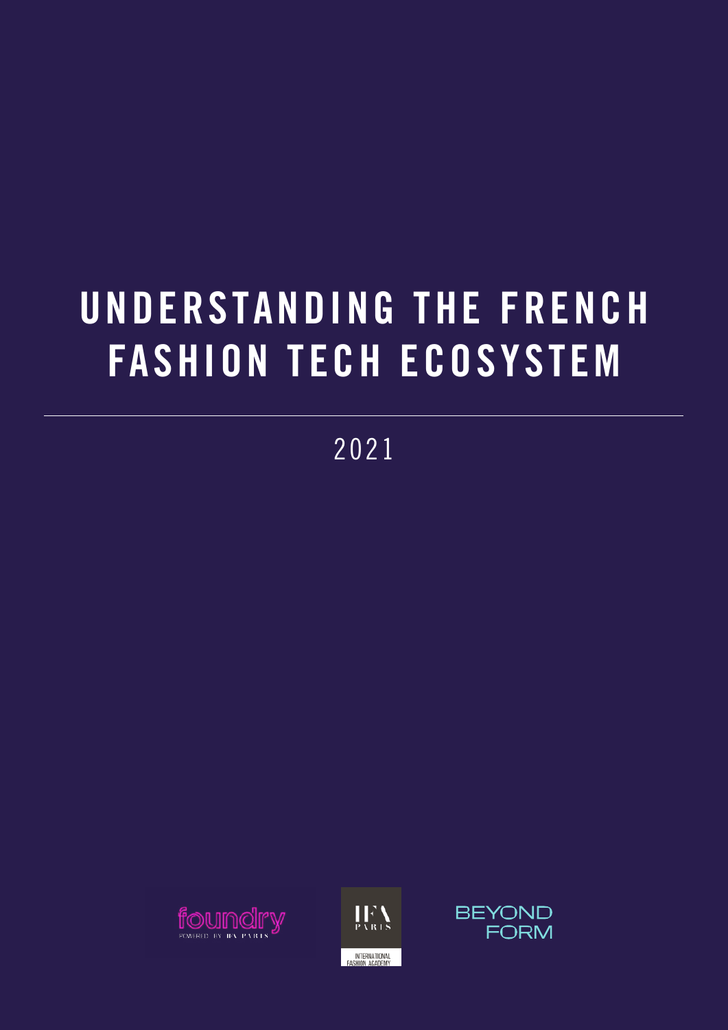# UNDERSTANDING THE FRENCH FASHION TECH ECOSYSTEM

2021

foundry
POWERED BY IFA PARIS

IFA PARIS
INTERNATIONAL FASHION ACADEMY

BEYOND FORM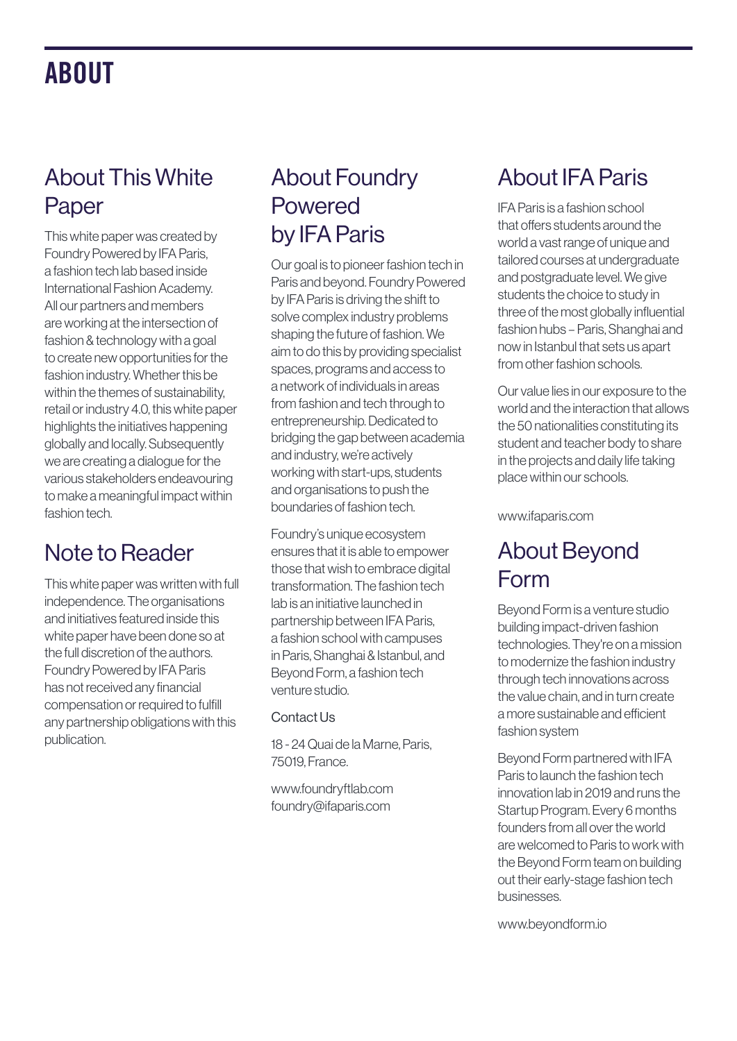# ABOUT

## About This White Paper

This white paper was created by Foundry Powered by IFA Paris, a fashion tech lab based inside International Fashion Academy. All our partners and members are working at the intersection of fashion & technology with a goal to create new opportunities for the fashion industry. Whether this be within the themes of sustainability, retail or industry 4.0, this white paper highlights the initiatives happening globally and locally. Subsequently we are creating a dialogue for the various stakeholders endeavouring to make a meaningful impact within fashion tech.

## Note to Reader

This white paper was written with full independence. The organisations and initiatives featured inside this white paper have been done so at the full discretion of the authors. Foundry Powered by IFA Paris has not received any financial compensation or required to fulfill any partnership obligations with this publication.

## About Foundry Powered by IFA Paris

Our goal is to pioneer fashion tech in Paris and beyond. Foundry Powered by IFA Paris is driving the shift to solve complex industry problems shaping the future of fashion. We aim to do this by providing specialist spaces, programs and access to a network of individuals in areas from fashion and tech through to entrepreneurship. Dedicated to bridging the gap between academia and industry, we're actively working with start-ups, students and organisations to push the boundaries of fashion tech.

Foundry's unique ecosystem ensures that it is able to empower those that wish to embrace digital transformation. The fashion tech lab is an initiative launched in partnership between IFA Paris, a fashion school with campuses in Paris, Shanghai & Istanbul, and Beyond Form, a fashion tech venture studio.

Contact Us

18 - 24 Quai de la Marne, Paris, 75019, France.

www.foundryftlab.com
foundry@ifaparis.com

## About IFA Paris

IFA Paris is a fashion school that offers students around the world a vast range of unique and tailored courses at undergraduate and postgraduate level. We give students the choice to study in three of the most globally influential fashion hubs – Paris, Shanghai and now in Istanbul that sets us apart from other fashion schools.

Our value lies in our exposure to the world and the interaction that allows the 50 nationalities constituting its student and teacher body to share in the projects and daily life taking place within our schools.

www.ifaparis.com

## About Beyond Form

Beyond Form is a venture studio building impact-driven fashion technologies. They're on a mission to modernize the fashion industry through tech innovations across the value chain, and in turn create a more sustainable and efficient fashion system

Beyond Form partnered with IFA Paris to launch the fashion tech innovation lab in 2019 and runs the Startup Program. Every 6 months founders from all over the world are welcomed to Paris to work with the Beyond Form team on building out their early-stage fashion tech businesses.

www.beyondform.io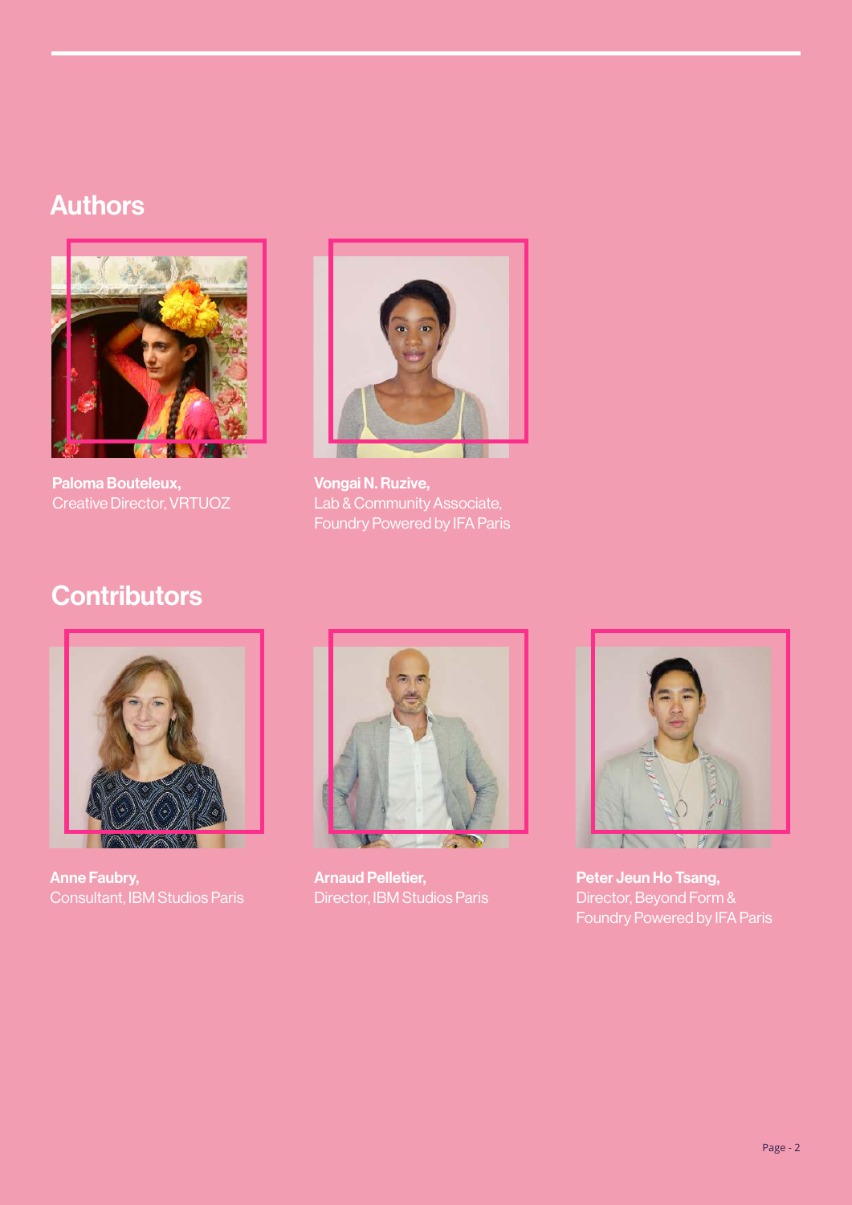## Authors

**Paloma Bouteleux,**
Creative Director, VRTUOZ

**Vongai N. Ruzive,**
Lab & Community Associate,
Foundry Powered by IFA Paris

## Contributors

**Anne Faubry,**
Consultant, IBM Studios Paris

**Arnaud Pelletier,**
Director, IBM Studios Paris

**Peter Jeun Ho Tsang,**
Director, Beyond Form &
Foundry Powered by IFA Paris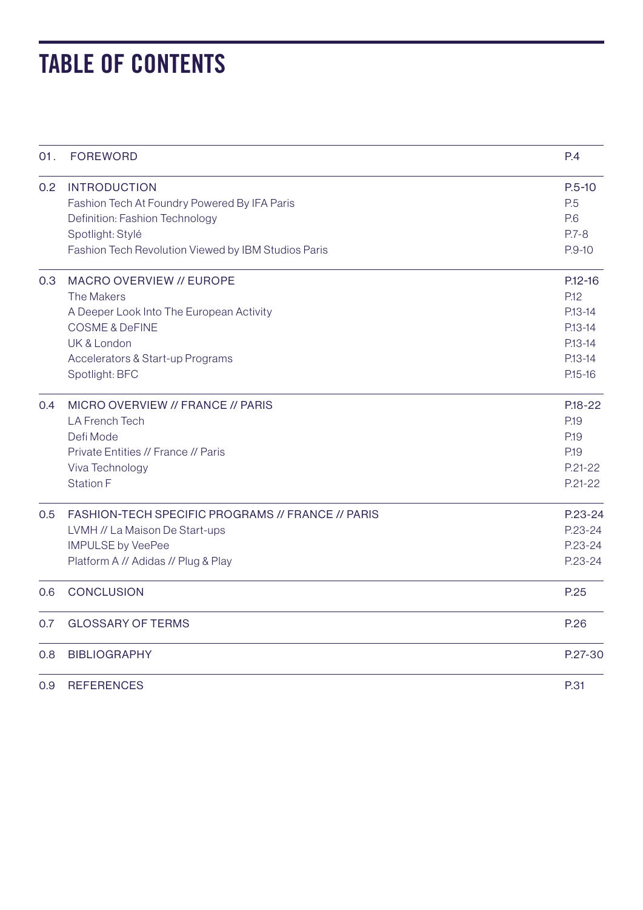# TABLE OF CONTENTS

| | | |
|---|---|---|
| 01. | FOREWORD | P.4 |
| 0.2 | INTRODUCTION | P.5-10 |
| | Fashion Tech At Foundry Powered By IFA Paris | P.5 |
| | Definition: Fashion Technology | P.6 |
| | Spotlight: Stylé | P.7-8 |
| | Fashion Tech Revolution Viewed by IBM Studios Paris | P.9-10 |
| 0.3 | MACRO OVERVIEW // EUROPE | P.12-16 |
| | The Makers | P.12 |
| | A Deeper Look Into The European Activity | P.13-14 |
| | COSME & DeFINE | P.13-14 |
| | UK & London | P.13-14 |
| | Accelerators & Start-up Programs | P.13-14 |
| | Spotlight: BFC | P.15-16 |
| 0.4 | MICRO OVERVIEW // FRANCE // PARIS | P.18-22 |
| | LA French Tech | P.19 |
| | Defi Mode | P.19 |
| | Private Entities // France // Paris | P.19 |
| | Viva Technology | P.21-22 |
| | Station F | P.21-22 |
| 0.5 | FASHION-TECH SPECIFIC PROGRAMS // FRANCE // PARIS | P.23-24 |
| | LVMH // La Maison De Start-ups | P.23-24 |
| | IMPULSE by VeePee | P.23-24 |
| | Platform A // Adidas // Plug & Play | P.23-24 |
| 0.6 | CONCLUSION | P.25 |
| 0.7 | GLOSSARY OF TERMS | P.26 |
| 0.8 | BIBLIOGRAPHY | P.27-30 |
| 0.9 | REFERENCES | P.31 |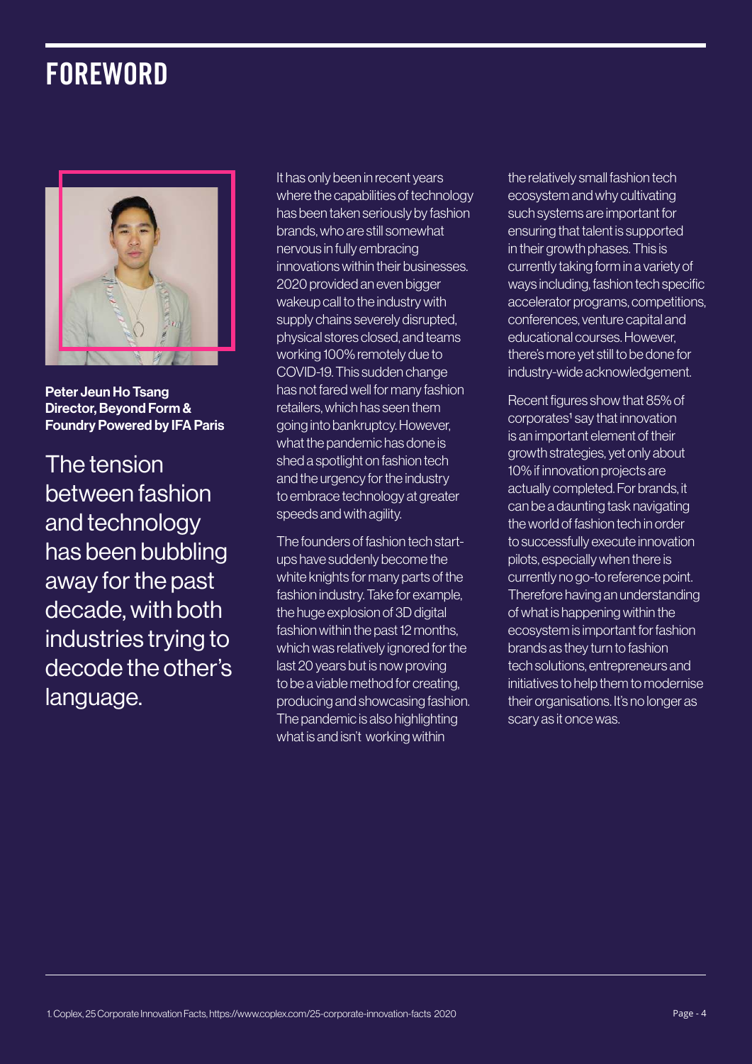# FOREWORD

**Peter Jeun Ho Tsang**
**Director, Beyond Form & Foundry Powered by IFA Paris**

The tension between fashion and technology has been bubbling away for the past decade, with both industries trying to decode the other's language.

It has only been in recent years where the capabilities of technology has been taken seriously by fashion brands, who are still somewhat nervous in fully embracing innovations within their businesses. 2020 provided an even bigger wakeup call to the industry with supply chains severely disrupted, physical stores closed, and teams working 100% remotely due to COVID-19. This sudden change has not fared well for many fashion retailers, which has seen them going into bankruptcy. However, what the pandemic has done is shed a spotlight on fashion tech and the urgency for the industry to embrace technology at greater speeds and with agility.

The founders of fashion tech start-ups have suddenly become the white knights for many parts of the fashion industry. Take for example, the huge explosion of 3D digital fashion within the past 12 months, which was relatively ignored for the last 20 years but is now proving to be a viable method for creating, producing and showcasing fashion. The pandemic is also highlighting what is and isn't working within the relatively small fashion tech ecosystem and why cultivating such systems are important for ensuring that talent is supported in their growth phases. This is currently taking form in a variety of ways including, fashion tech specific accelerator programs, competitions, conferences, venture capital and educational courses. However, there's more yet still to be done for industry-wide acknowledgement.

Recent figures show that 85% of corporates[1] say that innovation is an important element of their growth strategies, yet only about 10% if innovation projects are actually completed. For brands, it can be a daunting task navigating the world of fashion tech in order to successfully execute innovation pilots, especially when there is currently no go-to reference point. Therefore having an understanding of what is happening within the ecosystem is important for fashion brands as they turn to fashion tech solutions, entrepreneurs and initiatives to help them to modernise their organisations. It's no longer as scary as it once was.

1. Coplex, 25 Corporate Innovation Facts, https://www.coplex.com/25-corporate-innovation-facts 2020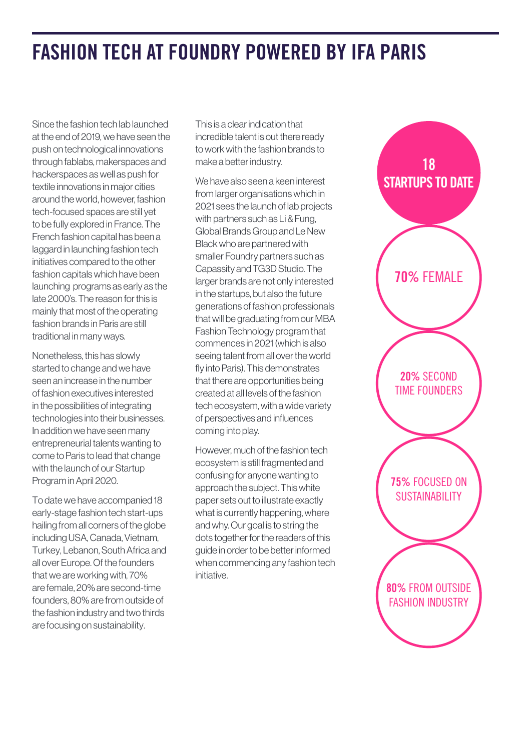# FASHION TECH AT FOUNDRY POWERED BY IFA PARIS

Since the fashion tech lab launched at the end of 2019, we have seen the push on technological innovations through fablabs, makerspaces and hackerspaces as well as push for textile innovations in major cities around the world, however, fashion tech-focused spaces are still yet to be fully explored in France. The French fashion capital has been a laggard in launching fashion tech initiatives compared to the other fashion capitals which have been launching programs as early as the late 2000's. The reason for this is mainly that most of the operating fashion brands in Paris are still traditional in many ways.

Nonetheless, this has slowly started to change and we have seen an increase in the number of fashion executives interested in the possibilities of integrating technologies into their businesses. In addition we have seen many entrepreneurial talents wanting to come to Paris to lead that change with the launch of our Startup Program in April 2020.

To date we have accompanied 18 early-stage fashion tech start-ups hailing from all corners of the globe including USA, Canada, Vietnam, Turkey, Lebanon, South Africa and all over Europe. Of the founders that we are working with, 70% are female, 20% are second-time founders, 80% are from outside of the fashion industry and two thirds are focusing on sustainability.

This is a clear indication that incredible talent is out there ready to work with the fashion brands to make a better industry.

We have also seen a keen interest from larger organisations which in 2021 sees the launch of lab projects with partners such as Li & Fung, Global Brands Group and Le New Black who are partnered with smaller Foundry partners such as Capassity and TG3D Studio. The larger brands are not only interested in the startups, but also the future generations of fashion professionals that will be graduating from our MBA Fashion Technology program that commences in 2021 (which is also seeing talent from all over the world fly into Paris). This demonstrates that there are opportunities being created at all levels of the fashion tech ecosystem, with a wide variety of perspectives and influences coming into play.

However, much of the fashion tech ecosystem is still fragmented and confusing for anyone wanting to approach the subject. This white paper sets out to illustrate exactly what is currently happening, where and why. Our goal is to string the dots together for the readers of this guide in order to be better informed when commencing any fashion tech initiative.

**18** STARTUPS TO DATE

**70%** FEMALE

**20%** SECOND TIME FOUNDERS

**75%** FOCUSED ON SUSTAINABILITY

**80%** FROM OUTSIDE FASHION INDUSTRY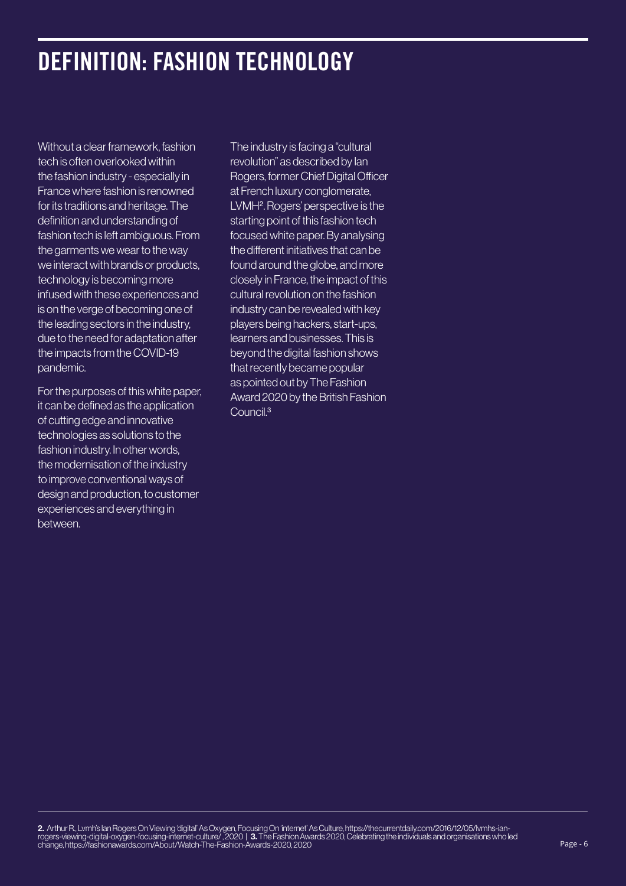# DEFINITION: FASHION TECHNOLOGY

Without a clear framework, fashion tech is often overlooked within the fashion industry - especially in France where fashion is renowned for its traditions and heritage. The definition and understanding of fashion tech is left ambiguous. From the garments we wear to the way we interact with brands or products, technology is becoming more infused with these experiences and is on the verge of becoming one of the leading sectors in the industry, due to the need for adaptation after the impacts from the COVID-19 pandemic.

For the purposes of this white paper, it can be defined as the application of cutting edge and innovative technologies as solutions to the fashion industry. In other words, the modernisation of the industry to improve conventional ways of design and production, to customer experiences and everything in between.

The industry is facing a "cultural revolution" as described by Ian Rogers, former Chief Digital Officer at French luxury conglomerate, LVMH[2]. Rogers' perspective is the starting point of this fashion tech focused white paper. By analysing the different initiatives that can be found around the globe, and more closely in France, the impact of this cultural revolution on the fashion industry can be revealed with key players being hackers, start-ups, learners and businesses. This is beyond the digital fashion shows that recently became popular as pointed out by The Fashion Award 2020 by the British Fashion Council.[3]

---

**2.** Arthur R., Lvmh's Ian Rogers On Viewing 'digital' As Oxygen, Focusing On 'internet' As Culture, https://thecurrentdaily.com/2016/12/05/lvmhs-ian-rogers-viewing-digital-oxygen-focusing-internet-culture/ , 2020 | **3.** The Fashion Awards 2020, Celebrating the individuals and organisations who led change, https://fashionawards.com/About/Watch-The-Fashion-Awards-2020, 2020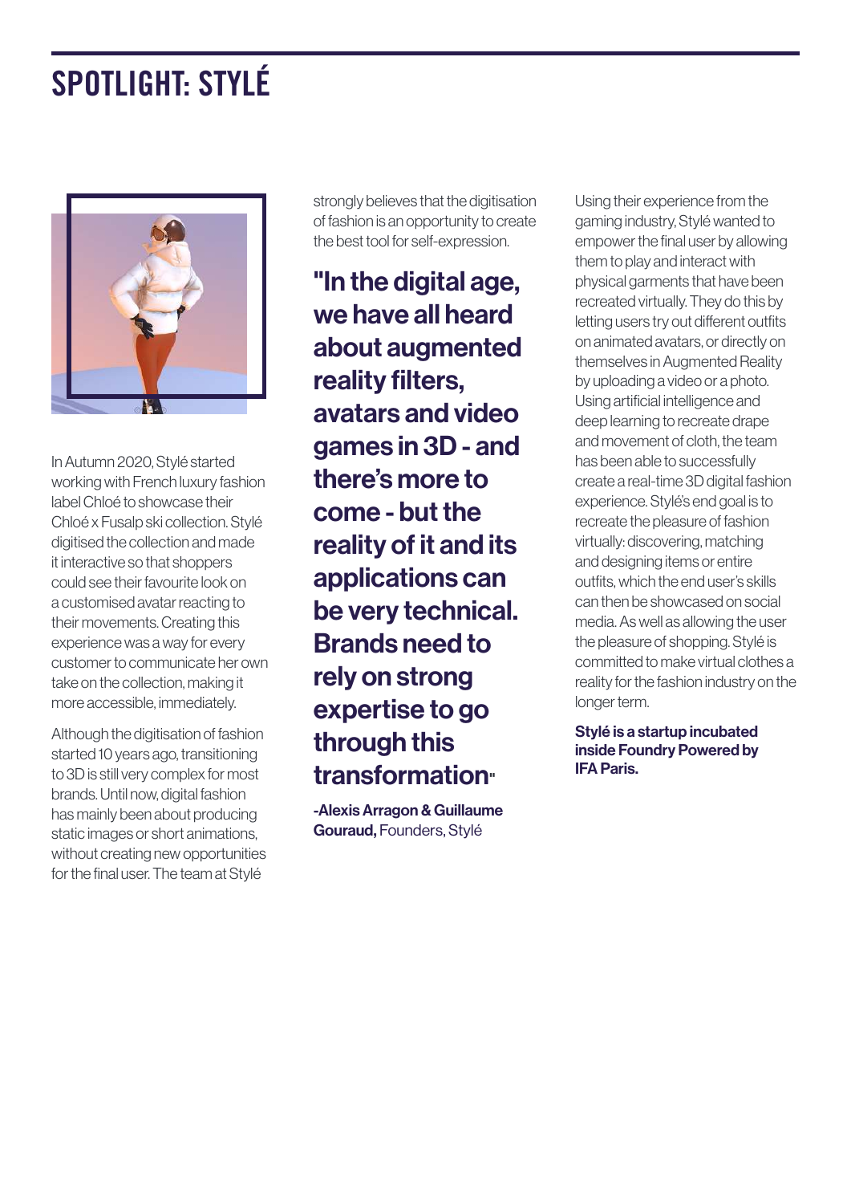# SPOTLIGHT: STYLÉ

In Autumn 2020, Stylé started working with French luxury fashion label Chloé to showcase their Chloé x Fusalp ski collection. Stylé digitised the collection and made it interactive so that shoppers could see their favourite look on a customised avatar reacting to their movements. Creating this experience was a way for every customer to communicate her own take on the collection, making it more accessible, immediately.

Although the digitisation of fashion started 10 years ago, transitioning to 3D is still very complex for most brands. Until now, digital fashion has mainly been about producing static images or short animations, without creating new opportunities for the final user. The team at Stylé strongly believes that the digitisation of fashion is an opportunity to create the best tool for self-expression.

**"In the digital age, we have all heard about augmented reality filters, avatars and video games in 3D - and there's more to come - but the reality of it and its applications can be very technical. Brands need to rely on strong expertise to go through this transformation"**

**-Alexis Arragon & Guillaume Gouraud,** Founders, Stylé

Using their experience from the gaming industry, Stylé wanted to empower the final user by allowing them to play and interact with physical garments that have been recreated virtually. They do this by letting users try out different outfits on animated avatars, or directly on themselves in Augmented Reality by uploading a video or a photo. Using artificial intelligence and deep learning to recreate drape and movement of cloth, the team has been able to successfully create a real-time 3D digital fashion experience. Stylé's end goal is to recreate the pleasure of fashion virtually: discovering, matching and designing items or entire outfits, which the end user's skills can then be showcased on social media. As well as allowing the user the pleasure of shopping. Stylé is committed to make virtual clothes a reality for the fashion industry on the longer term.

**Stylé is a startup incubated inside Foundry Powered by IFA Paris.**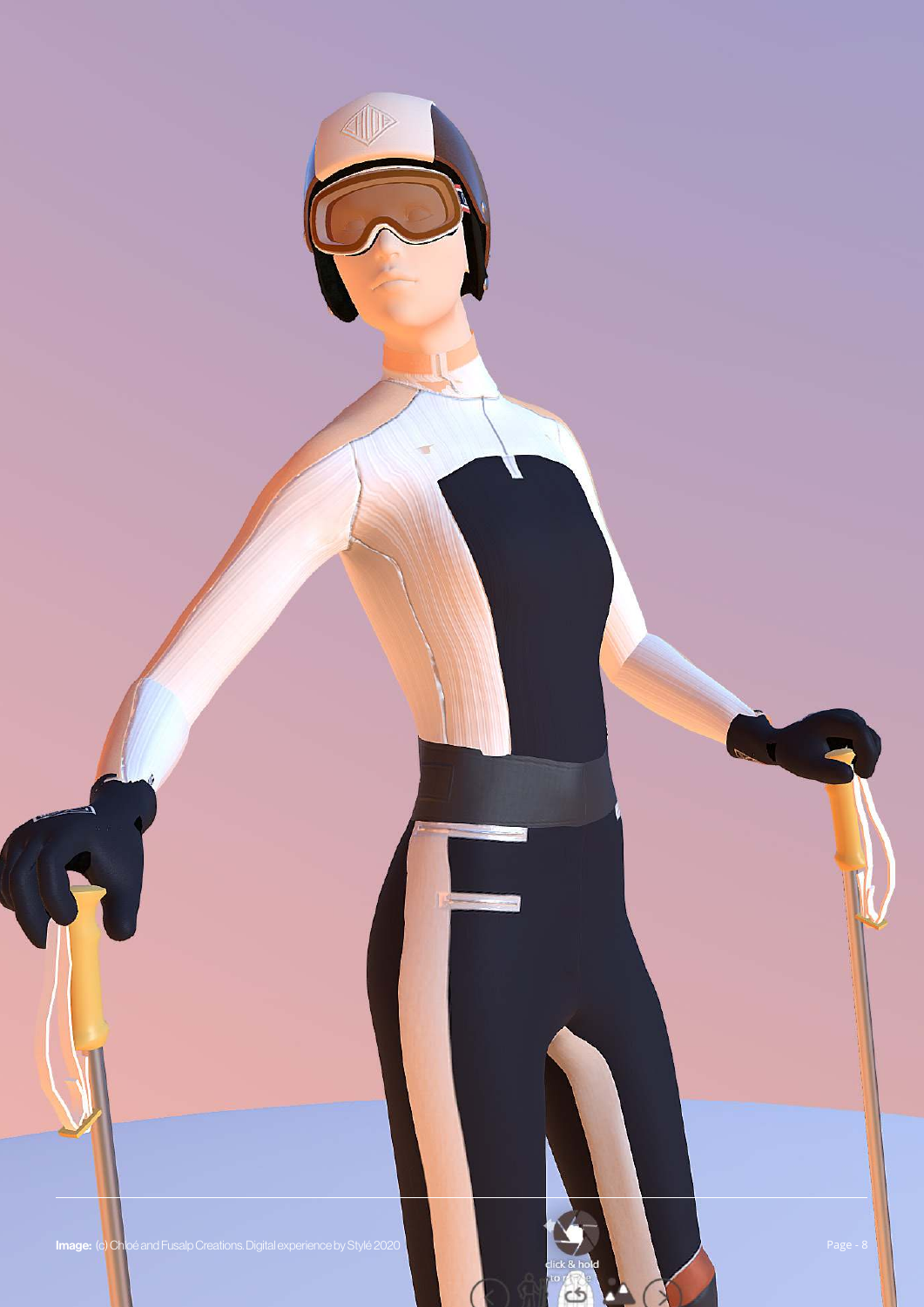**Image:** (c) Chloé and Fusalp Creations. Digital experience by Stylé 2020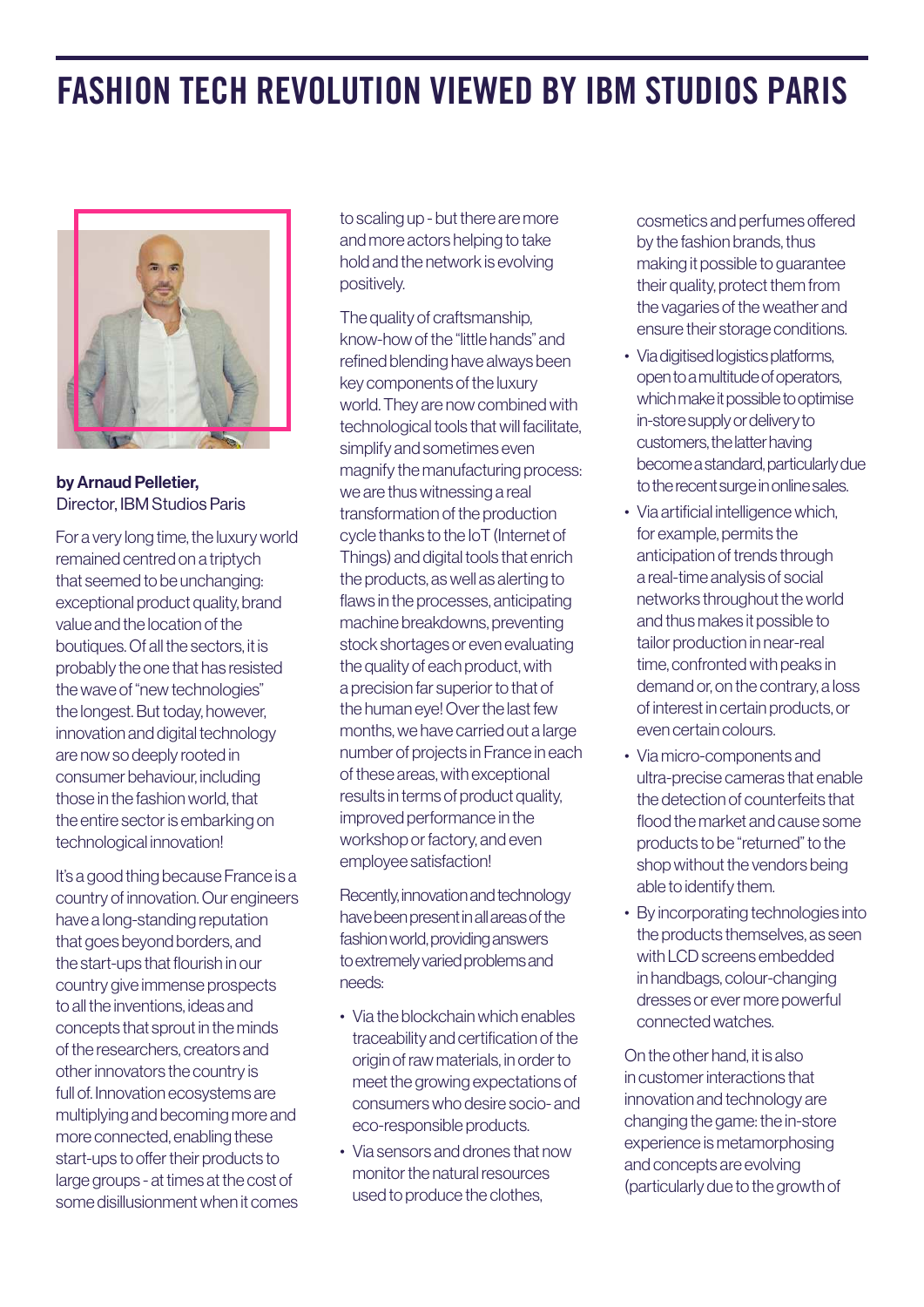# FASHION TECH REVOLUTION VIEWED BY IBM STUDIOS PARIS

**by Arnaud Pelletier,**
Director, IBM Studios Paris

For a very long time, the luxury world remained centred on a triptych that seemed to be unchanging: exceptional product quality, brand value and the location of the boutiques. Of all the sectors, it is probably the one that has resisted the wave of "new technologies" the longest. But today, however, innovation and digital technology are now so deeply rooted in consumer behaviour, including those in the fashion world, that the entire sector is embarking on technological innovation!

It's a good thing because France is a country of innovation. Our engineers have a long-standing reputation that goes beyond borders, and the start-ups that flourish in our country give immense prospects to all the inventions, ideas and concepts that sprout in the minds of the researchers, creators and other innovators the country is full of. Innovation ecosystems are multiplying and becoming more and more connected, enabling these start-ups to offer their products to large groups - at times at the cost of some disillusionment when it comes to scaling up - but there are more and more actors helping to take hold and the network is evolving positively.

The quality of craftsmanship, know-how of the "little hands" and refined blending have always been key components of the luxury world. They are now combined with technological tools that will facilitate, simplify and sometimes even magnify the manufacturing process: we are thus witnessing a real transformation of the production cycle thanks to the IoT (Internet of Things) and digital tools that enrich the products, as well as alerting to flaws in the processes, anticipating machine breakdowns, preventing stock shortages or even evaluating the quality of each product, with a precision far superior to that of the human eye! Over the last few months, we have carried out a large number of projects in France in each of these areas, with exceptional results in terms of product quality, improved performance in the workshop or factory, and even employee satisfaction!

Recently, innovation and technology have been present in all areas of the fashion world, providing answers to extremely varied problems and needs:

- Via the blockchain which enables traceability and certification of the origin of raw materials, in order to meet the growing expectations of consumers who desire socio- and eco-responsible products.
- Via sensors and drones that now monitor the natural resources used to produce the clothes, cosmetics and perfumes offered by the fashion brands, thus making it possible to guarantee their quality, protect them from the vagaries of the weather and ensure their storage conditions.
- Via digitised logistics platforms, open to a multitude of operators, which make it possible to optimise in-store supply or delivery to customers, the latter having become a standard, particularly due to the recent surge in online sales.
- Via artificial intelligence which, for example, permits the anticipation of trends through a real-time analysis of social networks throughout the world and thus makes it possible to tailor production in near-real time, confronted with peaks in demand or, on the contrary, a loss of interest in certain products, or even certain colours.
- Via micro-components and ultra-precise cameras that enable the detection of counterfeits that flood the market and cause some products to be "returned" to the shop without the vendors being able to identify them.
- By incorporating technologies into the products themselves, as seen with LCD screens embedded in handbags, colour-changing dresses or ever more powerful connected watches.

On the other hand, it is also in customer interactions that innovation and technology are changing the game: the in-store experience is metamorphosing and concepts are evolving (particularly due to the growth of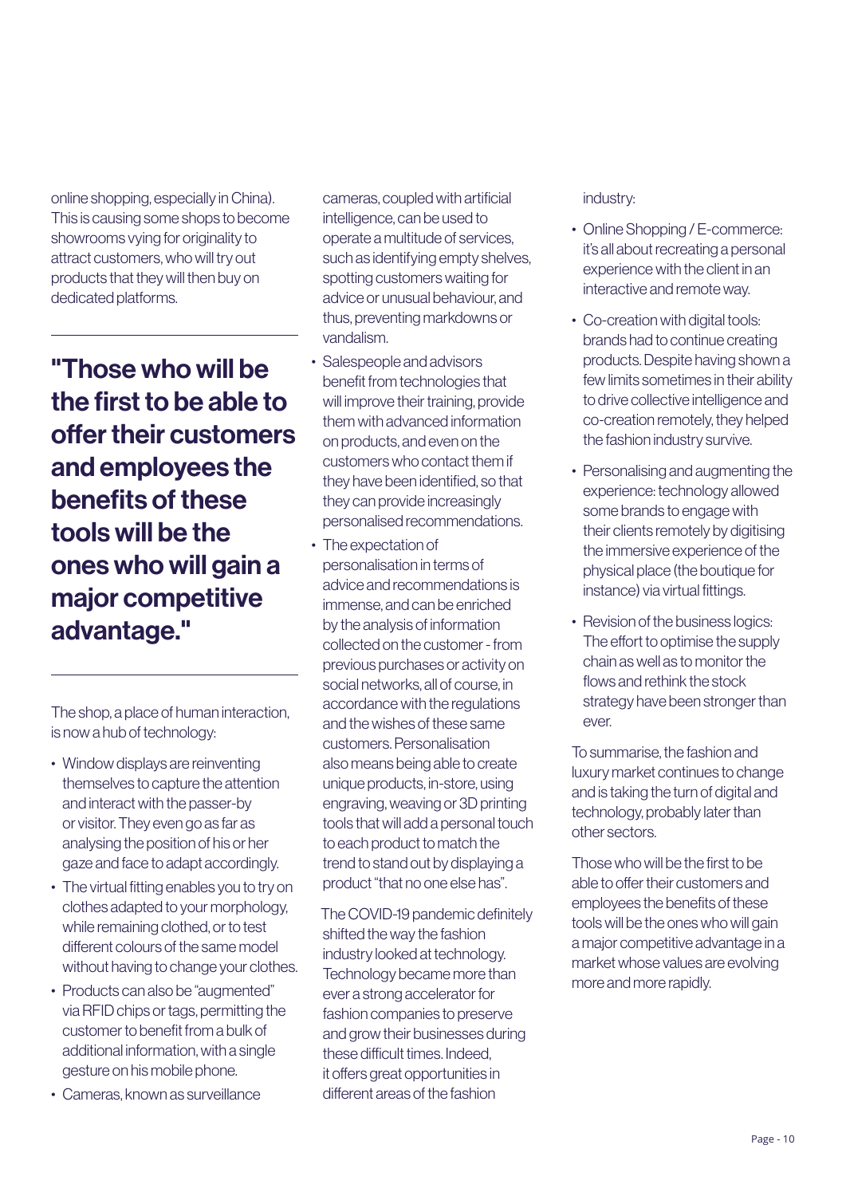online shopping, especially in China). This is causing some shops to become showrooms vying for originality to attract customers, who will try out products that they will then buy on dedicated platforms.

> **"Those who will be the first to be able to offer their customers and employees the benefits of these tools will be the ones who will gain a major competitive advantage."**

The shop, a place of human interaction, is now a hub of technology:

- Window displays are reinventing themselves to capture the attention and interact with the passer-by or visitor. They even go as far as analysing the position of his or her gaze and face to adapt accordingly.
- The virtual fitting enables you to try on clothes adapted to your morphology, while remaining clothed, or to test different colours of the same model without having to change your clothes.
- Products can also be "augmented" via RFID chips or tags, permitting the customer to benefit from a bulk of additional information, with a single gesture on his mobile phone.
- Cameras, known as surveillance cameras, coupled with artificial intelligence, can be used to operate a multitude of services, such as identifying empty shelves, spotting customers waiting for advice or unusual behaviour, and thus, preventing markdowns or vandalism.
- Salespeople and advisors benefit from technologies that will improve their training, provide them with advanced information on products, and even on the customers who contact them if they have been identified, so that they can provide increasingly personalised recommendations.
- The expectation of personalisation in terms of advice and recommendations is immense, and can be enriched by the analysis of information collected on the customer - from previous purchases or activity on social networks, all of course, in accordance with the regulations and the wishes of these same customers. Personalisation also means being able to create unique products, in-store, using engraving, weaving or 3D printing tools that will add a personal touch to each product to match the trend to stand out by displaying a product "that no one else has".

The COVID-19 pandemic definitely shifted the way the fashion industry looked at technology. Technology became more than ever a strong accelerator for fashion companies to preserve and grow their businesses during these difficult times. Indeed, it offers great opportunities in different areas of the fashion industry:

- Online Shopping / E-commerce: it's all about recreating a personal experience with the client in an interactive and remote way.
- Co-creation with digital tools: brands had to continue creating products. Despite having shown a few limits sometimes in their ability to drive collective intelligence and co-creation remotely, they helped the fashion industry survive.
- Personalising and augmenting the experience: technology allowed some brands to engage with their clients remotely by digitising the immersive experience of the physical place (the boutique for instance) via virtual fittings.
- Revision of the business logics: The effort to optimise the supply chain as well as to monitor the flows and rethink the stock strategy have been stronger than ever.

To summarise, the fashion and luxury market continues to change and is taking the turn of digital and technology, probably later than other sectors.

Those who will be the first to be able to offer their customers and employees the benefits of these tools will be the ones who will gain a major competitive advantage in a market whose values are evolving more and more rapidly.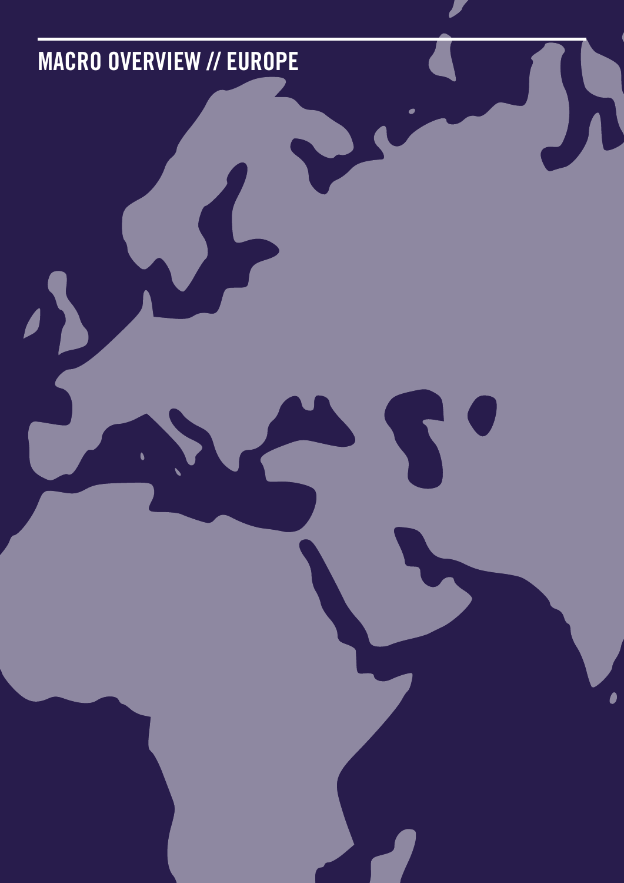# MACRO OVERVIEW // EUROPE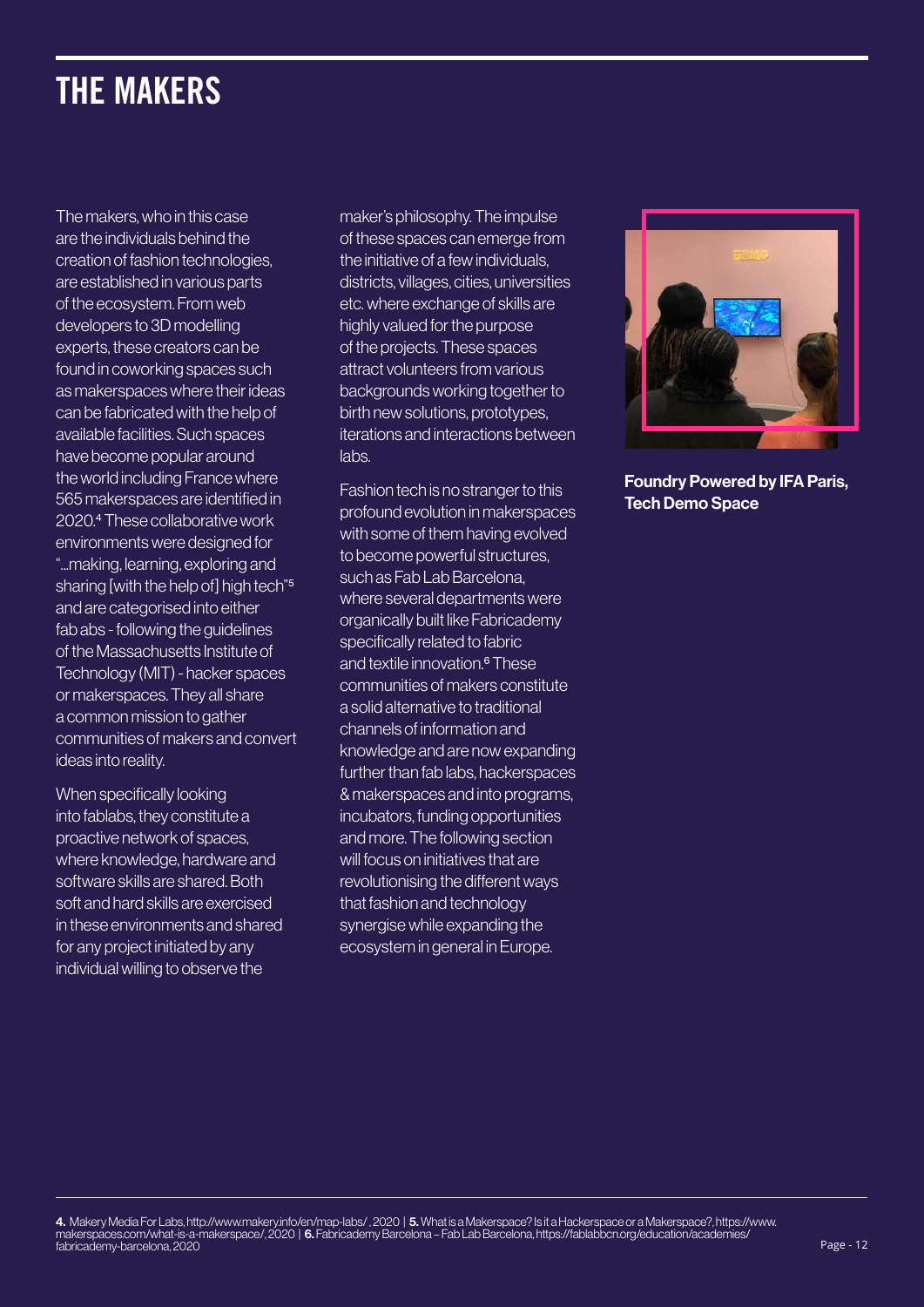# THE MAKERS

The makers, who in this case are the individuals behind the creation of fashion technologies, are established in various parts of the ecosystem. From web developers to 3D modelling experts, these creators can be found in coworking spaces such as makerspaces where their ideas can be fabricated with the help of available facilities. Such spaces have become popular around the world including France where 565 makerspaces are identified in 2020.[4] These collaborative work environments were designed for "...making, learning, exploring and sharing [with the help of] high tech"[5] and are categorised into either fab abs - following the guidelines of the Massachusetts Institute of Technology (MIT) - hacker spaces or makerspaces. They all share a common mission to gather communities of makers and convert ideas into reality.

When specifically looking into fablabs, they constitute a proactive network of spaces, where knowledge, hardware and software skills are shared. Both soft and hard skills are exercised in these environments and shared for any project initiated by any individual willing to observe the maker's philosophy. The impulse of these spaces can emerge from the initiative of a few individuals, districts, villages, cities, universities etc. where exchange of skills are highly valued for the purpose of the projects. These spaces attract volunteers from various backgrounds working together to birth new solutions, prototypes, iterations and interactions between labs.

Fashion tech is no stranger to this profound evolution in makerspaces with some of them having evolved to become powerful structures, such as Fab Lab Barcelona, where several departments were organically built like Fabricademy specifically related to fabric and textile innovation.[6] These communities of makers constitute a solid alternative to traditional channels of information and knowledge and are now expanding further than fab labs, hackerspaces & makerspaces and into programs, incubators, funding opportunities and more. The following section will focus on initiatives that are revolutionising the different ways that fashion and technology synergise while expanding the ecosystem in general in Europe.

**Foundry Powered by IFA Paris, Tech Demo Space**

---

**4.** Makery Media For Labs, http://www.makery.info/en/map-labs/ , 2020 | **5.** What is a Makerspace? Is it a Hackerspace or a Makerspace?, https://www.makerspaces.com/what-is-a-makerspace/, 2020 | **6.** Fabricademy Barcelona – Fab Lab Barcelona, https://fablabbcn.org/education/academies/fabricademy-barcelona, 2020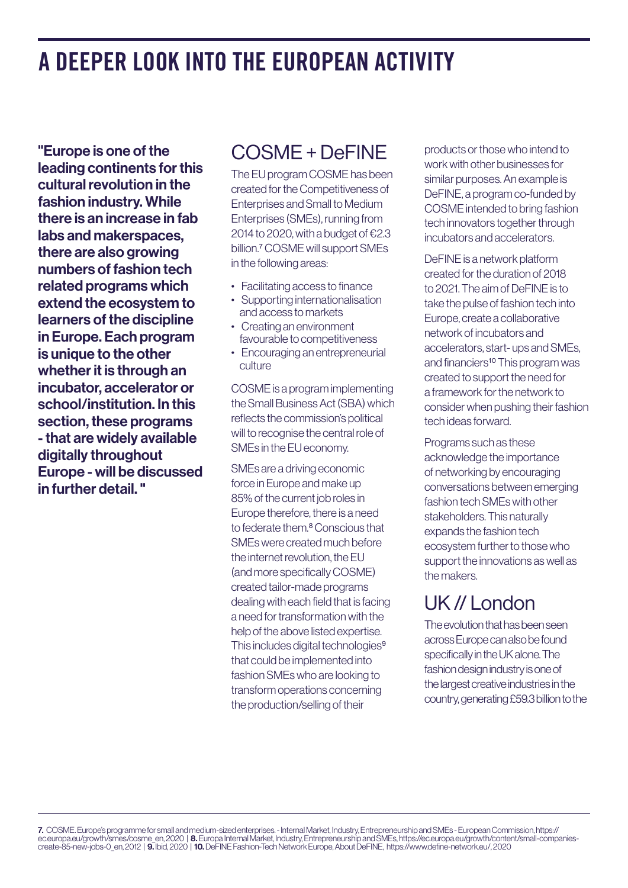# A DEEPER LOOK INTO THE EUROPEAN ACTIVITY

**"Europe is one of the leading continents for this cultural revolution in the fashion industry. While there is an increase in fab labs and makerspaces, there are also growing numbers of fashion tech related programs which extend the ecosystem to learners of the discipline in Europe. Each program is unique to the other whether it is through an incubator, accelerator or school/institution. In this section, these programs - that are widely available digitally throughout Europe - will be discussed in further detail. "**

## COSME + DeFINE

The EU program COSME has been created for the Competitiveness of Enterprises and Small to Medium Enterprises (SMEs), running from 2014 to 2020, with a budget of €2.3 billion.[7] COSME will support SMEs in the following areas:

- Facilitating access to finance
- Supporting internationalisation and access to markets
- Creating an environment favourable to competitiveness
- Encouraging an entrepreneurial culture

COSME is a program implementing the Small Business Act (SBA) which reflects the commission's political will to recognise the central role of SMEs in the EU economy.

SMEs are a driving economic force in Europe and make up 85% of the current job roles in Europe therefore, there is a need to federate them.[8] Conscious that SMEs were created much before the internet revolution, the EU (and more specifically COSME) created tailor-made programs dealing with each field that is facing a need for transformation with the help of the above listed expertise. This includes digital technologies[9] that could be implemented into fashion SMEs who are looking to transform operations concerning the production/selling of their products or those who intend to work with other businesses for similar purposes. An example is DeFINE, a program co-funded by COSME intended to bring fashion tech innovators together through incubators and accelerators.

DeFINE is a network platform created for the duration of 2018 to 2021. The aim of DeFINE is to take the pulse of fashion tech into Europe, create a collaborative network of incubators and accelerators, start- ups and SMEs, and financiers[10] This program was created to support the need for a framework for the network to consider when pushing their fashion tech ideas forward.

Programs such as these acknowledge the importance of networking by encouraging conversations between emerging fashion tech SMEs with other stakeholders. This naturally expands the fashion tech ecosystem further to those who support the innovations as well as the makers.

## UK // London

The evolution that has been seen across Europe can also be found specifically in the UK alone. The fashion design industry is one of the largest creative industries in the country, generating £59.3 billion to the

---

**7.** COSME. Europe's programme for small and medium-sized enterprises. - Internal Market, Industry, Entrepreneurship and SMEs - European Commission, https://ec.europa.eu/growth/smes/cosme_en, 2020 | **8.** Europa Internal Market, Industry, Entrepreneurship and SMEs, https://ec.europa.eu/growth/content/small-companies-create-85-new-jobs-0_en, 2012 | **9.** Ibid, 2020 | **10.** DeFINE Fashion-Tech Network Europe, About DeFINE, https://www.define-network.eu/, 2020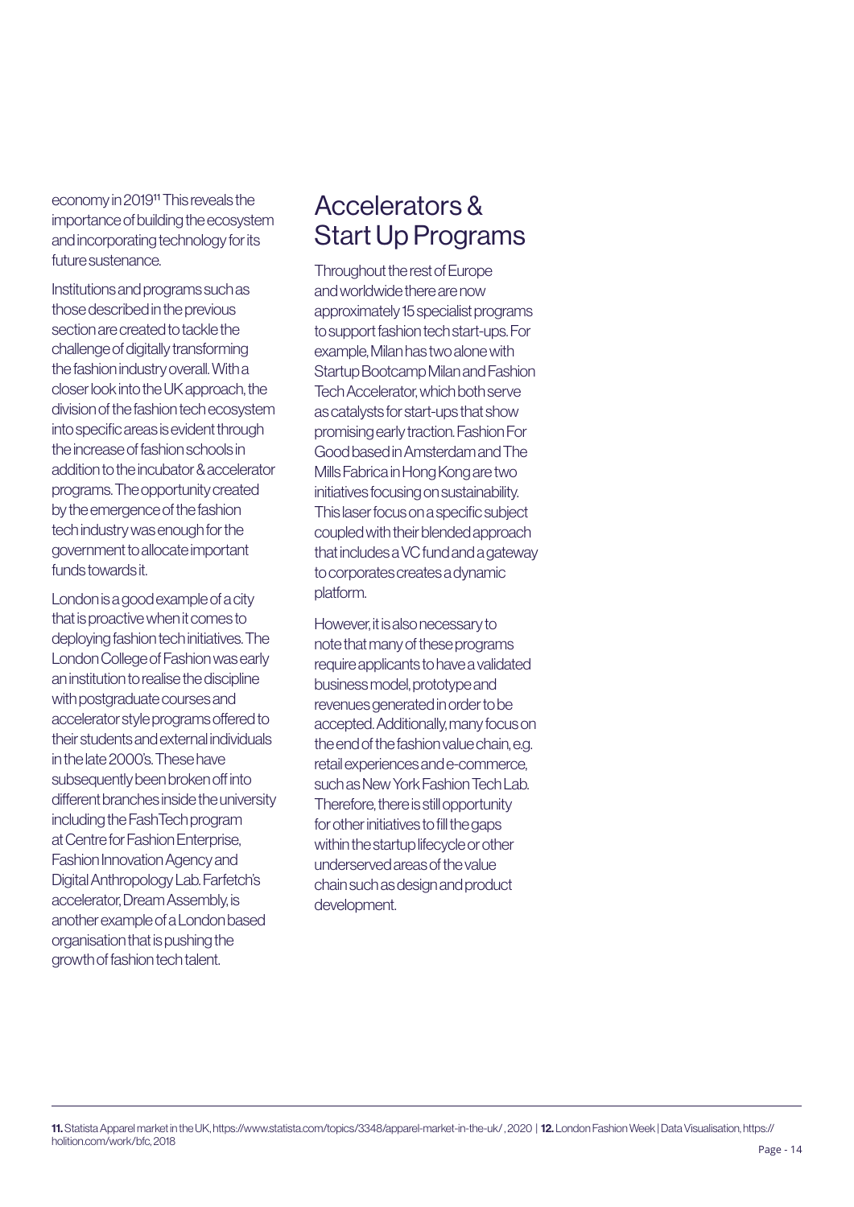economy in 2019[11] This reveals the importance of building the ecosystem and incorporating technology for its future sustenance.

Institutions and programs such as those described in the previous section are created to tackle the challenge of digitally transforming the fashion industry overall. With a closer look into the UK approach, the division of the fashion tech ecosystem into specific areas is evident through the increase of fashion schools in addition to the incubator & accelerator programs. The opportunity created by the emergence of the fashion tech industry was enough for the government to allocate important funds towards it.

London is a good example of a city that is proactive when it comes to deploying fashion tech initiatives. The London College of Fashion was early an institution to realise the discipline with postgraduate courses and accelerator style programs offered to their students and external individuals in the late 2000's. These have subsequently been broken off into different branches inside the university including the FashTech program at Centre for Fashion Enterprise, Fashion Innovation Agency and Digital Anthropology Lab. Farfetch's accelerator, Dream Assembly, is another example of a London based organisation that is pushing the growth of fashion tech talent.

## Accelerators & Start Up Programs

Throughout the rest of Europe and worldwide there are now approximately 15 specialist programs to support fashion tech start-ups. For example, Milan has two alone with Startup Bootcamp Milan and Fashion Tech Accelerator, which both serve as catalysts for start-ups that show promising early traction. Fashion For Good based in Amsterdam and The Mills Fabrica in Hong Kong are two initiatives focusing on sustainability. This laser focus on a specific subject coupled with their blended approach that includes a VC fund and a gateway to corporates creates a dynamic platform.

However, it is also necessary to note that many of these programs require applicants to have a validated business model, prototype and revenues generated in order to be accepted. Additionally, many focus on the end of the fashion value chain, e.g. retail experiences and e-commerce, such as New York Fashion Tech Lab. Therefore, there is still opportunity for other initiatives to fill the gaps within the startup lifecycle or other underserved areas of the value chain such as design and product development.

---

**11.** Statista Apparel market in the UK, https://www.statista.com/topics/3348/apparel-market-in-the-uk/ , 2020 | **12.** London Fashion Week | Data Visualisation, https://holition.com/work/bfc, 2018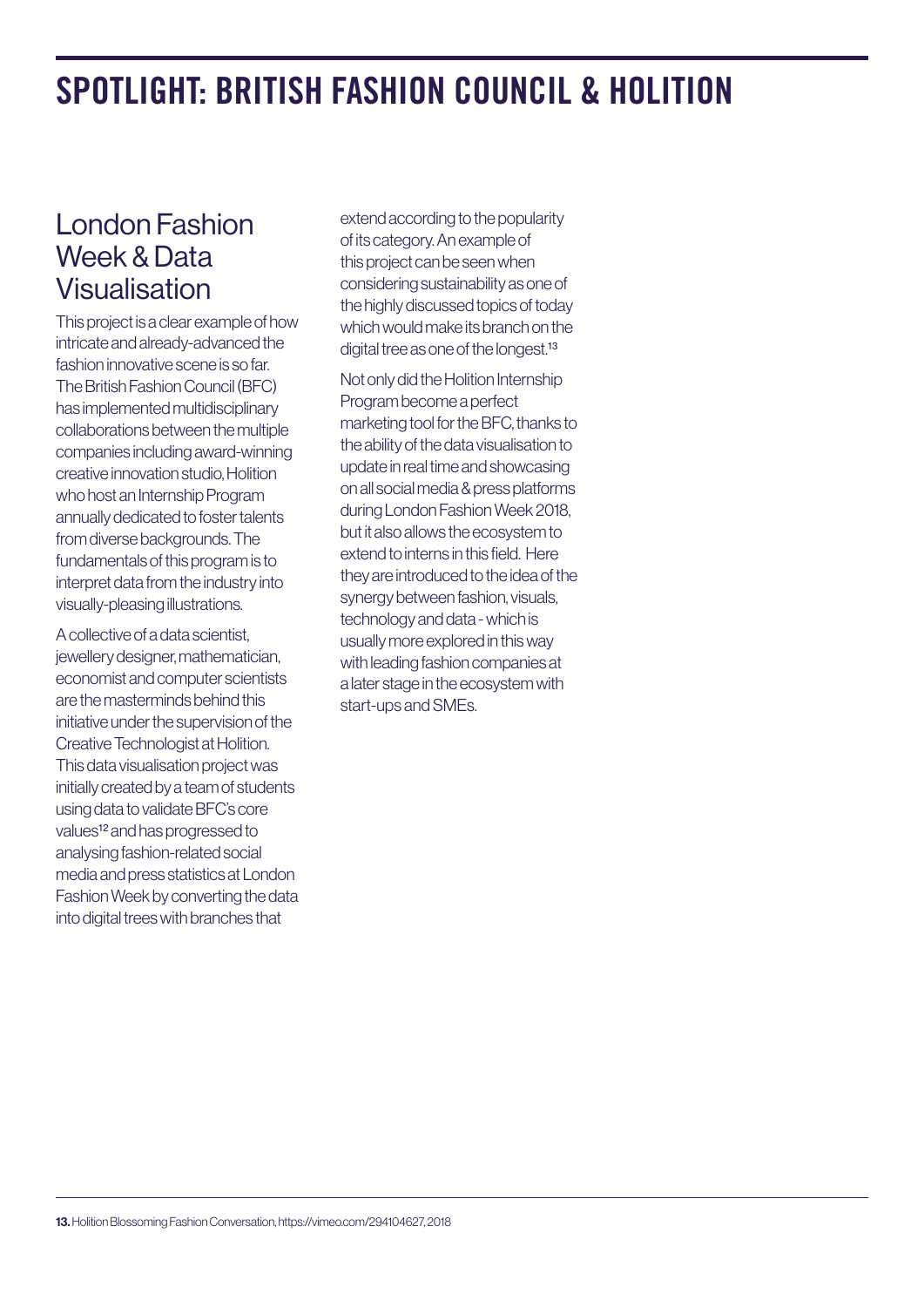# SPOTLIGHT: BRITISH FASHION COUNCIL & HOLITION

## London Fashion Week & Data Visualisation

This project is a clear example of how intricate and already-advanced the fashion innovative scene is so far. The British Fashion Council (BFC) has implemented multidisciplinary collaborations between the multiple companies including award-winning creative innovation studio, Holition who host an Internship Program annually dedicated to foster talents from diverse backgrounds. The fundamentals of this program is to interpret data from the industry into visually-pleasing illustrations.

A collective of a data scientist, jewellery designer, mathematician, economist and computer scientists are the masterminds behind this initiative under the supervision of the Creative Technologist at Holition. This data visualisation project was initially created by a team of students using data to validate BFC's core values[12] and has progressed to analysing fashion-related social media and press statistics at London Fashion Week by converting the data into digital trees with branches that extend according to the popularity of its category. An example of this project can be seen when considering sustainability as one of the highly discussed topics of today which would make its branch on the digital tree as one of the longest.[13]

Not only did the Holition Internship Program become a perfect marketing tool for the BFC, thanks to the ability of the data visualisation to update in real time and showcasing on all social media & press platforms during London Fashion Week 2018, but it also allows the ecosystem to extend to interns in this field. Here they are introduced to the idea of the synergy between fashion, visuals, technology and data - which is usually more explored in this way with leading fashion companies at a later stage in the ecosystem with start-ups and SMEs.

**13.** Holition Blossoming Fashion Conversation, https://vimeo.com/294104627, 2018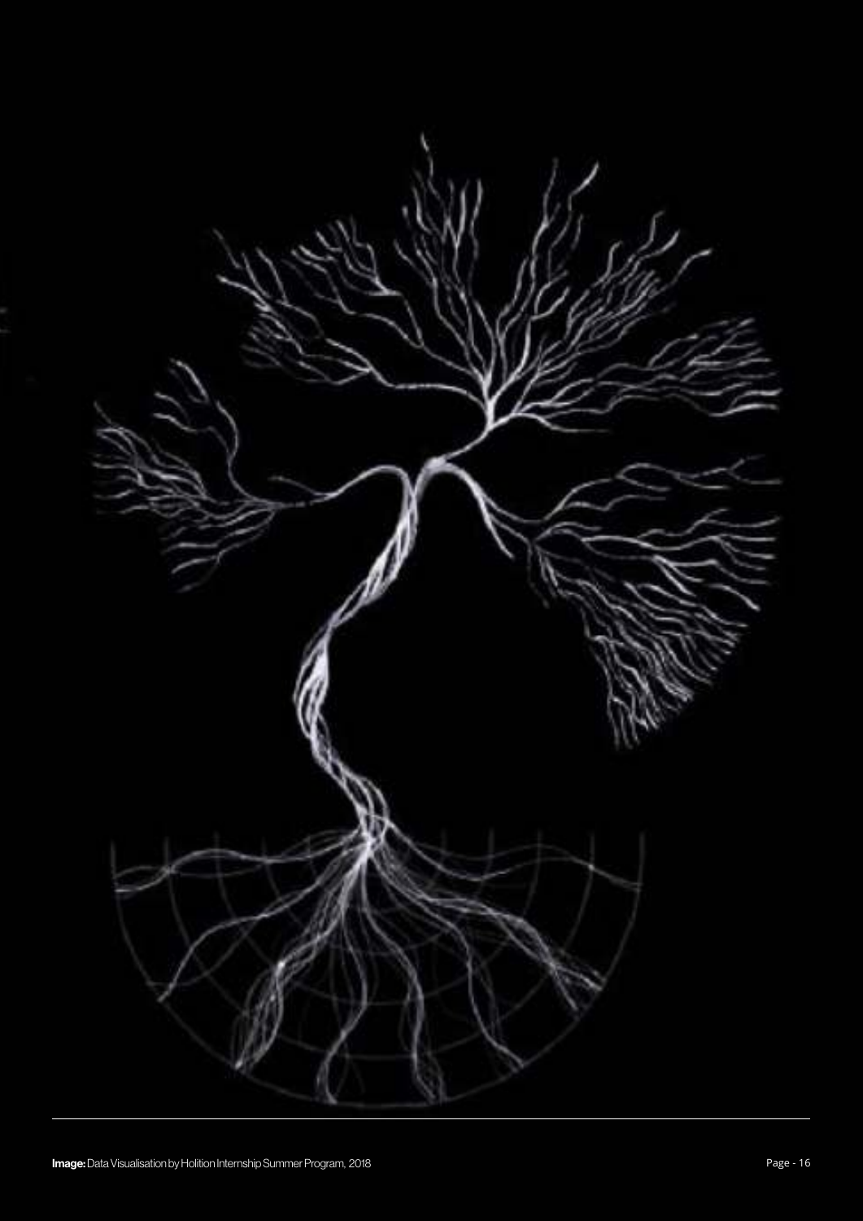**Image:** Data Visualisation by Holition Internship Summer Program, 2018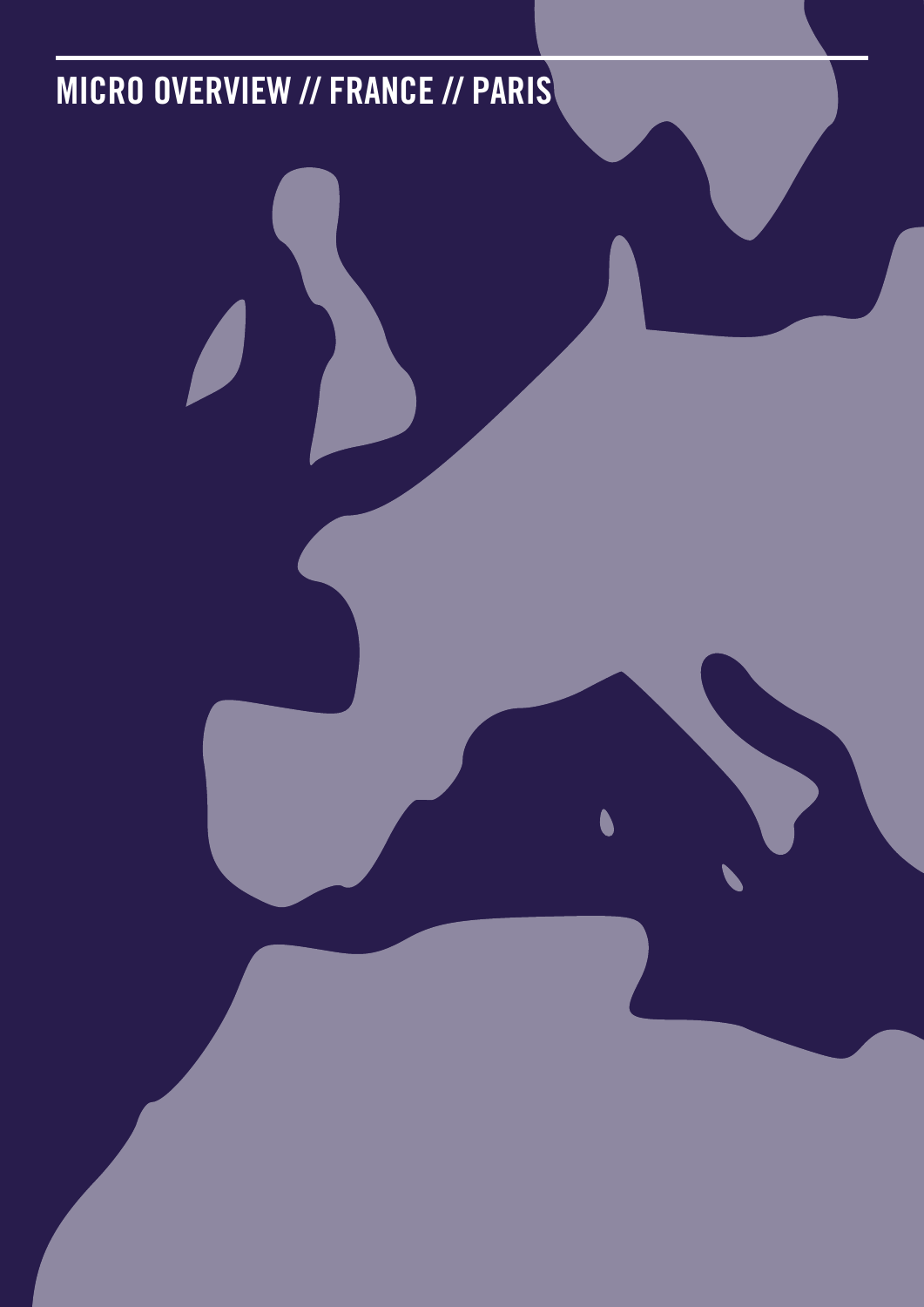# MICRO OVERVIEW // FRANCE // PARIS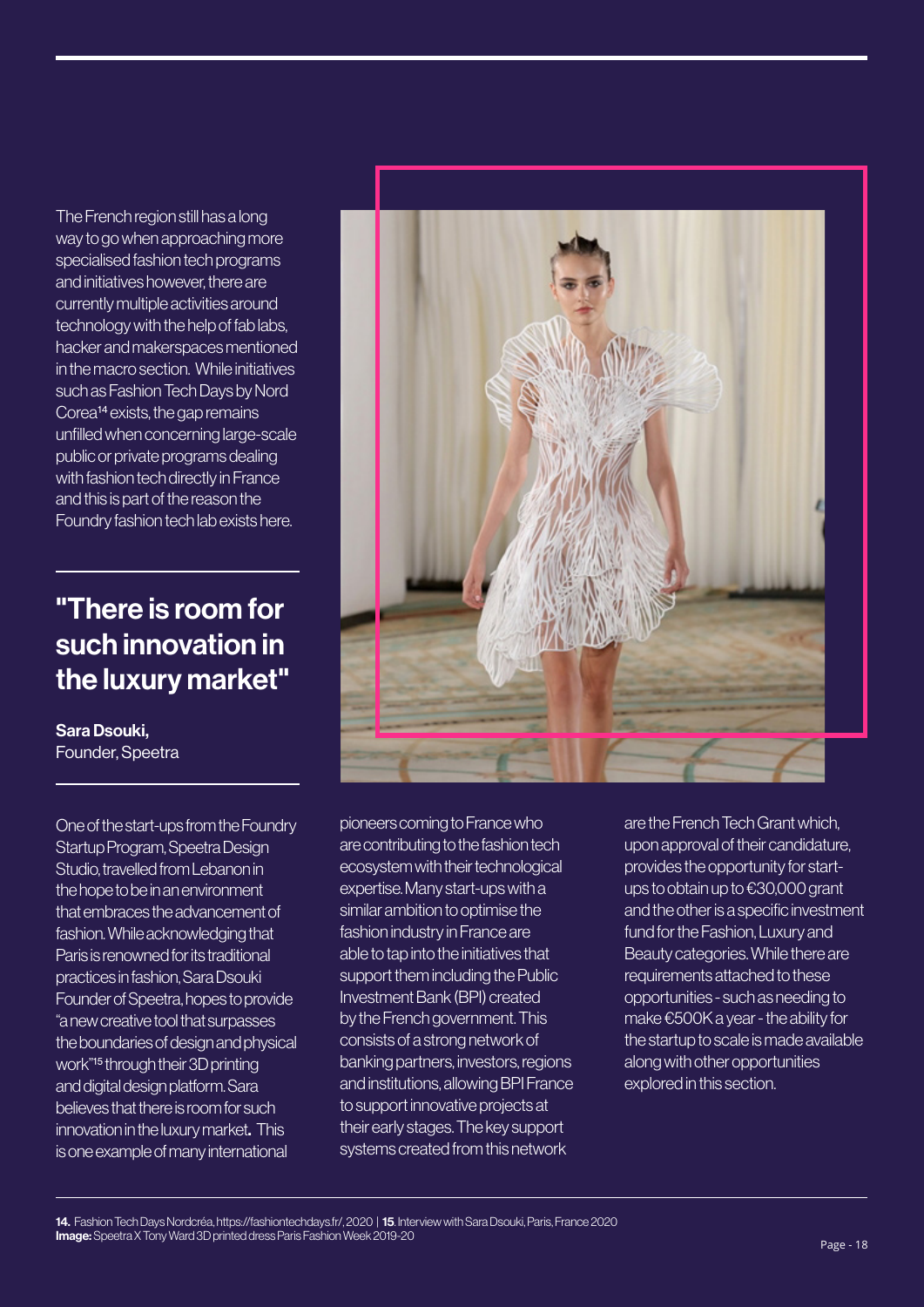The French region still has a long way to go when approaching more specialised fashion tech programs and initiatives however, there are currently multiple activities around technology with the help of fab labs, hacker and makerspaces mentioned in the macro section. While initiatives such as Fashion Tech Days by Nord Corea[14] exists, the gap remains unfilled when concerning large-scale public or private programs dealing with fashion tech directly in France and this is part of the reason the Foundry fashion tech lab exists here.

## "There is room for such innovation in the luxury market"

**Sara Dsouki,**
Founder, Speetra

One of the start-ups from the Foundry Startup Program, Speetra Design Studio, travelled from Lebanon in the hope to be in an environment that embraces the advancement of fashion. While acknowledging that Paris is renowned for its traditional practices in fashion, Sara Dsouki Founder of Speetra, hopes to provide "a new creative tool that surpasses the boundaries of design and physical work"[15] through their 3D printing and digital design platform. Sara believes that there is room for such innovation in the luxury market. This is one example of many international pioneers coming to France who are contributing to the fashion tech ecosystem with their technological expertise. Many start-ups with a similar ambition to optimise the fashion industry in France are able to tap into the initiatives that support them including the Public Investment Bank (BPI) created by the French government. This consists of a strong network of banking partners, investors, regions and institutions, allowing BPI France to support innovative projects at their early stages. The key support systems created from this network are the French Tech Grant which, upon approval of their candidature, provides the opportunity for start-ups to obtain up to €30,000 grant and the other is a specific investment fund for the Fashion, Luxury and Beauty categories. While there are requirements attached to these opportunities - such as needing to make €500K a year - the ability for the startup to scale is made available along with other opportunities explored in this section.

**14.** Fashion Tech Days Nordcréa, https://fashiontechdays.fr/, 2020 | **15.** Interview with Sara Dsouki, Paris, France 2020
**Image:** Speetra X Tony Ward 3D printed dress Paris Fashion Week 2019-20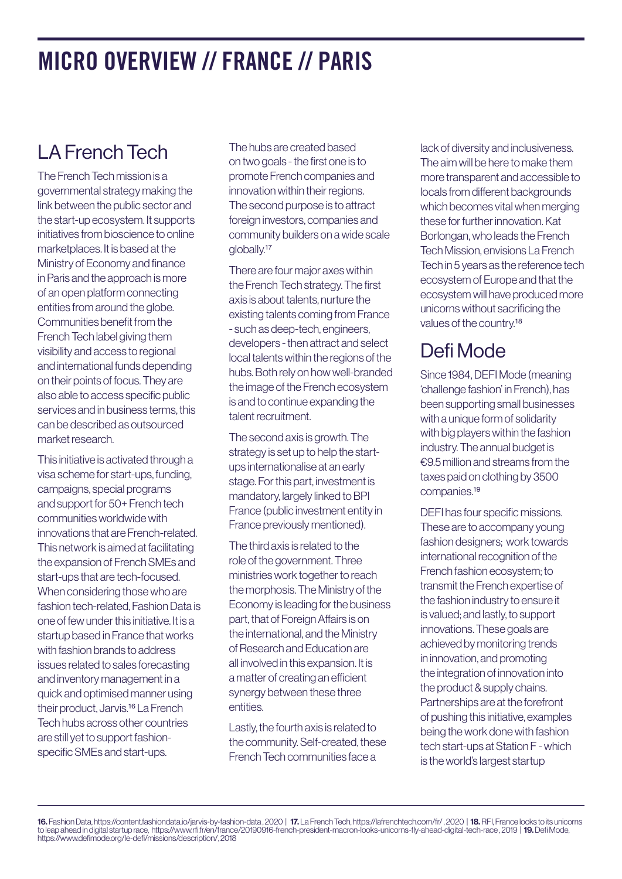# MICRO OVERVIEW // FRANCE // PARIS

## LA French Tech

The French Tech mission is a governmental strategy making the link between the public sector and the start-up ecosystem. It supports initiatives from bioscience to online marketplaces. It is based at the Ministry of Economy and finance in Paris and the approach is more of an open platform connecting entities from around the globe. Communities benefit from the French Tech label giving them visibility and access to regional and international funds depending on their points of focus. They are also able to access specific public services and in business terms, this can be described as outsourced market research.

This initiative is activated through a visa scheme for start-ups, funding, campaigns, special programs and support for 50+ French tech communities worldwide with innovations that are French-related. This network is aimed at facilitating the expansion of French SMEs and start-ups that are tech-focused. When considering those who are fashion tech-related, Fashion Data is one of few under this initiative. It is a startup based in France that works with fashion brands to address issues related to sales forecasting and inventory management in a quick and optimised manner using their product, Jarvis.[16] La French Tech hubs across other countries are still yet to support fashion-specific SMEs and start-ups.

The hubs are created based on two goals - the first one is to promote French companies and innovation within their regions. The second purpose is to attract foreign investors, companies and community builders on a wide scale globally.[17]

There are four major axes within the French Tech strategy. The first axis is about talents, nurture the existing talents coming from France - such as deep-tech, engineers, developers - then attract and select local talents within the regions of the hubs. Both rely on how well-branded the image of the French ecosystem is and to continue expanding the talent recruitment.

The second axis is growth. The strategy is set up to help the start-ups internationalise at an early stage. For this part, investment is mandatory, largely linked to BPI France (public investment entity in France previously mentioned).

The third axis is related to the role of the government. Three ministries work together to reach the morphosis. The Ministry of the Economy is leading for the business part, that of Foreign Affairs is on the international, and the Ministry of Research and Education are all involved in this expansion. It is a matter of creating an efficient synergy between these three entities.

Lastly, the fourth axis is related to the community. Self-created, these French Tech communities face a lack of diversity and inclusiveness. The aim will be here to make them more transparent and accessible to locals from different backgrounds which becomes vital when merging these for further innovation. Kat Borlongan, who leads the French Tech Mission, envisions La French Tech in 5 years as the reference tech ecosystem of Europe and that the ecosystem will have produced more unicorns without sacrificing the values of the country.[18]

## Defi Mode

Since 1984, DEFI Mode (meaning 'challenge fashion' in French), has been supporting small businesses with a unique form of solidarity with big players within the fashion industry. The annual budget is €9.5 million and streams from the taxes paid on clothing by 3500 companies.[19]

DEFI has four specific missions. These are to accompany young fashion designers; work towards international recognition of the French fashion ecosystem; to transmit the French expertise of the fashion industry to ensure it is valued; and lastly, to support innovations. These goals are achieved by monitoring trends in innovation, and promoting the integration of innovation into the product & supply chains. Partnerships are at the forefront of pushing this initiative, examples being the work done with fashion tech start-ups at Station F - which is the world's largest startup

---

**16.** Fashion Data, https://content.fashiondata.io/jarvis-by-fashion-data , 2020 | **17.** La French Tech, https://lafrenchtech.com/fr/ , 2020 | **18.** RFI, France looks to its unicorns to leap ahead in digital startup race, https://www.rfi.fr/en/france/20190916-french-president-macron-looks-unicorns-fly-ahead-digital-tech-race , 2019 | **19.** Defi Mode, https://www.defimode.org/le-defi/missions/description/, 2018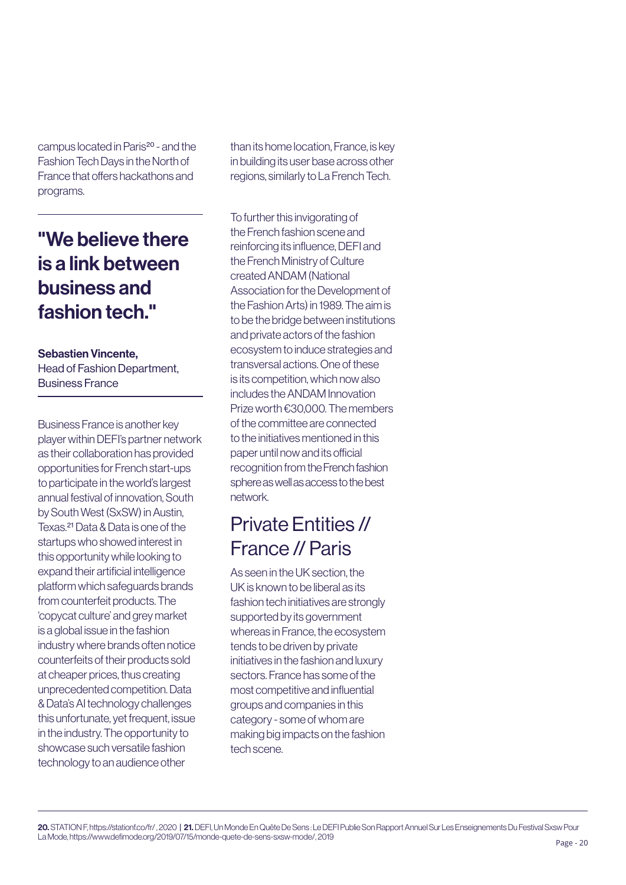campus located in Paris[20] - and the Fashion Tech Days in the North of France that offers hackathons and programs.

> **"We believe there is a link between business and fashion tech."**
>
> **Sebastien Vincente,**
> Head of Fashion Department, Business France

Business France is another key player within DEFI's partner network as their collaboration has provided opportunities for French start-ups to participate in the world's largest annual festival of innovation, South by South West (SxSW) in Austin, Texas.[21] Data & Data is one of the startups who showed interest in this opportunity while looking to expand their artificial intelligence platform which safeguards brands from counterfeit products. The 'copycat culture' and grey market is a global issue in the fashion industry where brands often notice counterfeits of their products sold at cheaper prices, thus creating unprecedented competition. Data & Data's AI technology challenges this unfortunate, yet frequent, issue in the industry. The opportunity to showcase such versatile fashion technology to an audience other than its home location, France, is key in building its user base across other regions, similarly to La French Tech.

To further this invigorating of the French fashion scene and reinforcing its influence, DEFI and the French Ministry of Culture created ANDAM (National Association for the Development of the Fashion Arts) in 1989. The aim is to be the bridge between institutions and private actors of the fashion ecosystem to induce strategies and transversal actions. One of these is its competition, which now also includes the ANDAM Innovation Prize worth €30,000. The members of the committee are connected to the initiatives mentioned in this paper until now and its official recognition from the French fashion sphere as well as access to the best network.

## Private Entities // France // Paris

As seen in the UK section, the UK is known to be liberal as its fashion tech initiatives are strongly supported by its government whereas in France, the ecosystem tends to be driven by private initiatives in the fashion and luxury sectors. France has some of the most competitive and influential groups and companies in this category - some of whom are making big impacts on the fashion tech scene.

---

**20.** STATION F, https://stationf.co/fr/ , 2020 | **21.** DEFI, Un Monde En Quête De Sens : Le DEFI Publie Son Rapport Annuel Sur Les Enseignements Du Festival Sxsw Pour La Mode, https://www.defimode.org/2019/07/15/monde-quete-de-sens-sxsw-mode/, 2019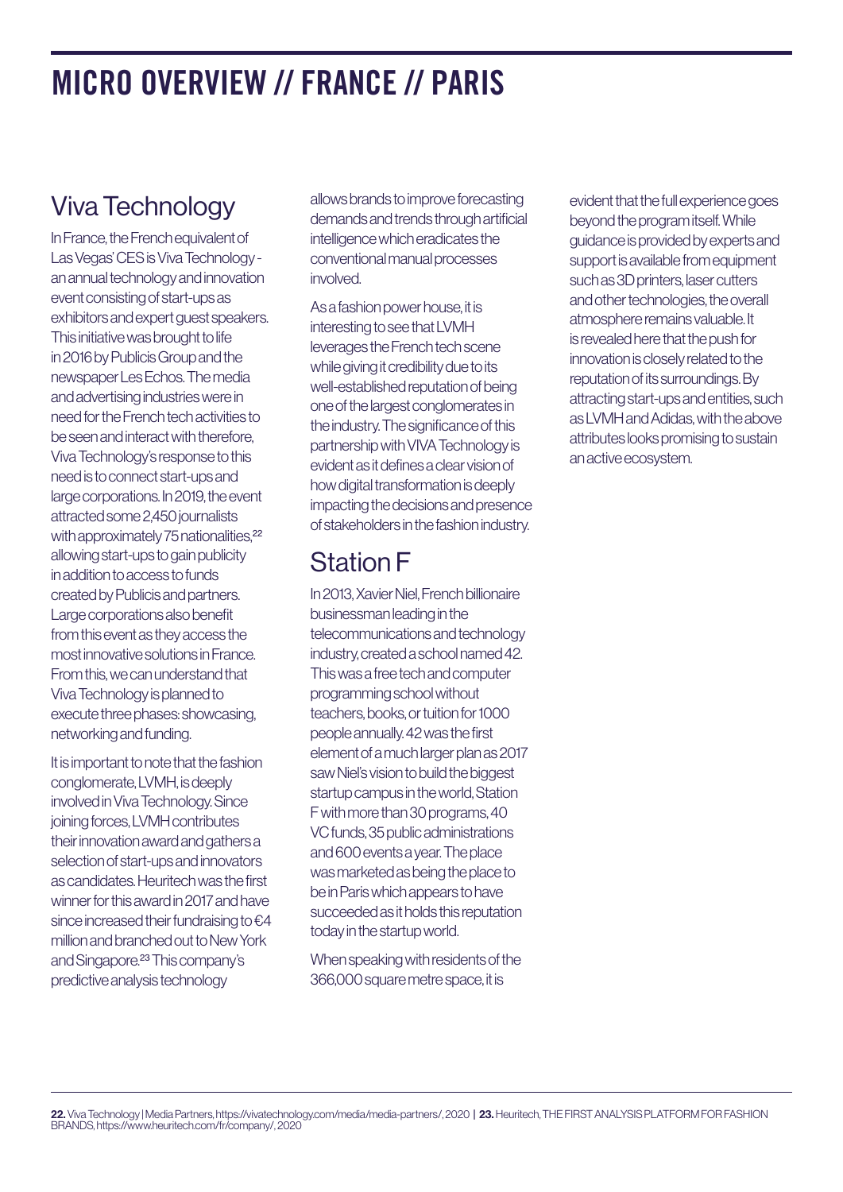# MICRO OVERVIEW // FRANCE // PARIS

## Viva Technology

In France, the French equivalent of Las Vegas' CES is Viva Technology - an annual technology and innovation event consisting of start-ups as exhibitors and expert guest speakers. This initiative was brought to life in 2016 by Publicis Group and the newspaper Les Echos. The media and advertising industries were in need for the French tech activities to be seen and interact with therefore, Viva Technology's response to this need is to connect start-ups and large corporations. In 2019, the event attracted some 2,450 journalists with approximately 75 nationalities,[22] allowing start-ups to gain publicity in addition to access to funds created by Publicis and partners. Large corporations also benefit from this event as they access the most innovative solutions in France. From this, we can understand that Viva Technology is planned to execute three phases: showcasing, networking and funding.

It is important to note that the fashion conglomerate, LVMH, is deeply involved in Viva Technology. Since joining forces, LVMH contributes their innovation award and gathers a selection of start-ups and innovators as candidates. Heuritech was the first winner for this award in 2017 and have since increased their fundraising to €4 million and branched out to New York and Singapore.[23] This company's predictive analysis technology allows brands to improve forecasting demands and trends through artificial intelligence which eradicates the conventional manual processes involved.

As a fashion power house, it is interesting to see that LVMH leverages the French tech scene while giving it credibility due to its well-established reputation of being one of the largest conglomerates in the industry. The significance of this partnership with VIVA Technology is evident as it defines a clear vision of how digital transformation is deeply impacting the decisions and presence of stakeholders in the fashion industry.

## Station F

In 2013, Xavier Niel, French billionaire businessman leading in the telecommunications and technology industry, created a school named 42. This was a free tech and computer programming school without teachers, books, or tuition for 1000 people annually. 42 was the first element of a much larger plan as 2017 saw Niel's vision to build the biggest startup campus in the world, Station F with more than 30 programs, 40 VC funds, 35 public administrations and 600 events a year. The place was marketed as being the place to be in Paris which appears to have succeeded as it holds this reputation today in the startup world.

When speaking with residents of the 366,000 square metre space, it is evident that the full experience goes beyond the program itself. While guidance is provided by experts and support is available from equipment such as 3D printers, laser cutters and other technologies, the overall atmosphere remains valuable. It is revealed here that the push for innovation is closely related to the reputation of its surroundings. By attracting start-ups and entities, such as LVMH and Adidas, with the above attributes looks promising to sustain an active ecosystem.

---

**22.** Viva Technology | Media Partners, https://vivatechnology.com/media/media-partners/, 2020 | **23.** Heuritech, THE FIRST ANALYSIS PLATFORM FOR FASHION BRANDS, https://www.heuritech.com/fr/company/, 2020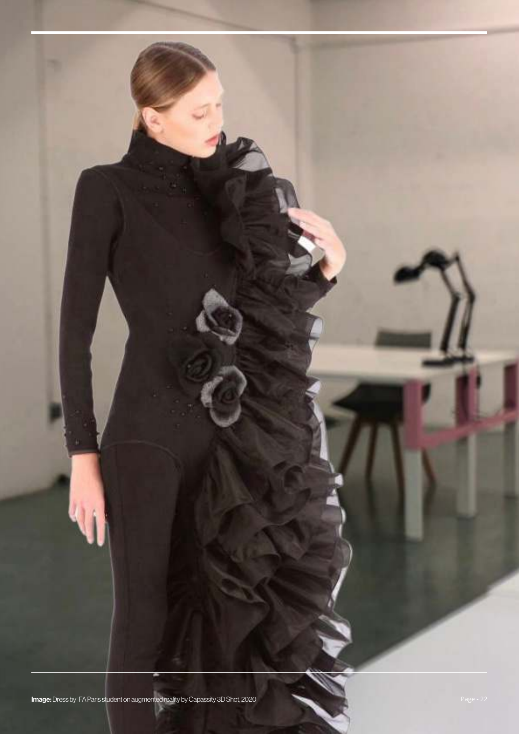**Image:** Dress by IFA Paris student on augmented reality by Capassity 3D Shot, 2020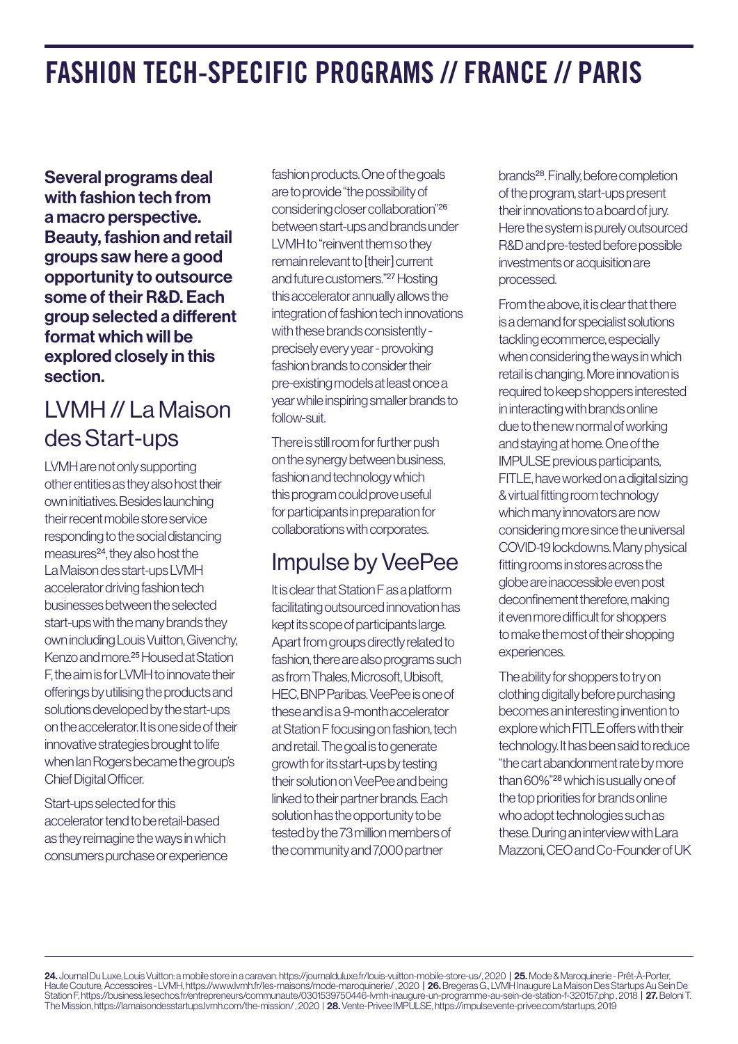# FASHION TECH-SPECIFIC PROGRAMS // FRANCE // PARIS

**Several programs deal with fashion tech from a macro perspective. Beauty, fashion and retail groups saw here a good opportunity to outsource some of their R&D. Each group selected a different format which will be explored closely in this section.**

## LVMH // La Maison des Start-ups

LVMH are not only supporting other entities as they also host their own initiatives. Besides launching their recent mobile store service responding to the social distancing measures[24], they also host the La Maison des start-ups LVMH accelerator driving fashion tech businesses between the selected start-ups with the many brands they own including Louis Vuitton, Givenchy, Kenzo and more.[25] Housed at Station F, the aim is for LVMH to innovate their offerings by utilising the products and solutions developed by the start-ups on the accelerator. It is one side of their innovative strategies brought to life when Ian Rogers became the group's Chief Digital Officer.

Start-ups selected for this accelerator tend to be retail-based as they reimagine the ways in which consumers purchase or experience fashion products. One of the goals are to provide "the possibility of considering closer collaboration"[26] between start-ups and brands under LVMH to "reinvent them so they remain relevant to [their] current and future customers."[27] Hosting this accelerator annually allows the integration of fashion tech innovations with these brands consistently - precisely every year - provoking fashion brands to consider their pre-existing models at least once a year while inspiring smaller brands to follow-suit.

There is still room for further push on the synergy between business, fashion and technology which this program could prove useful for participants in preparation for collaborations with corporates.

## Impulse by VeePee

It is clear that Station F as a platform facilitating outsourced innovation has kept its scope of participants large. Apart from groups directly related to fashion, there are also programs such as from Thales, Microsoft, Ubisoft, HEC, BNP Paribas. VeePee is one of these and is a 9-month accelerator at Station F focusing on fashion, tech and retail. The goal is to generate growth for its start-ups by testing their solution on VeePee and being linked to their partner brands. Each solution has the opportunity to be tested by the 73 million members of the community and 7,000 partner brands[28]. Finally, before completion of the program, start-ups present their innovations to a board of jury. Here the system is purely outsourced R&D and pre-tested before possible investments or acquisition are processed.

From the above, it is clear that there is a demand for specialist solutions tackling ecommerce, especially when considering the ways in which retail is changing. More innovation is required to keep shoppers interested in interacting with brands online due to the new normal of working and staying at home. One of the IMPULSE previous participants, FITLE, have worked on a digital sizing & virtual fitting room technology which many innovators are now considering more since the universal COVID-19 lockdowns. Many physical fitting rooms in stores across the globe are inaccessible even post deconfinement therefore, making it even more difficult for shoppers to make the most of their shopping experiences.

The ability for shoppers to try on clothing digitally before purchasing becomes an interesting invention to explore which FITLE offers with their technology. It has been said to reduce "the cart abandonment rate by more than 60%"[28] which is usually one of the top priorities for brands online who adopt technologies such as these. During an interview with Lara Mazzoni, CEO and Co-Founder of UK

---

**24.** Journal Du Luxe, Louis Vuitton: a mobile store in a caravan. https://journalduluxe.fr/louis-vuitton-mobile-store-us/, 2020 | **25.** Mode & Maroquinerie - Prêt-À-Porter, Haute Couture, Accessoires - LVMH, https://www.lvmh.fr/les-maisons/mode-maroquinerie/ , 2020 | **26.** Bregeras G., LVMH Inaugure La Maison Des Startups Au Sein De Station F, https://business.lesechos.fr/entrepreneurs/communaute/0301539750446-lvmh-inaugure-un-programme-au-sein-de-station-f-320157.php , 2018 | **27.** Beloni T. The Mission, https://lamaisondesstartups.lvmh.com/the-mission/ , 2020 | **28.** Vente-Privee IMPULSE, https://impulse.vente-privee.com/startups, 2019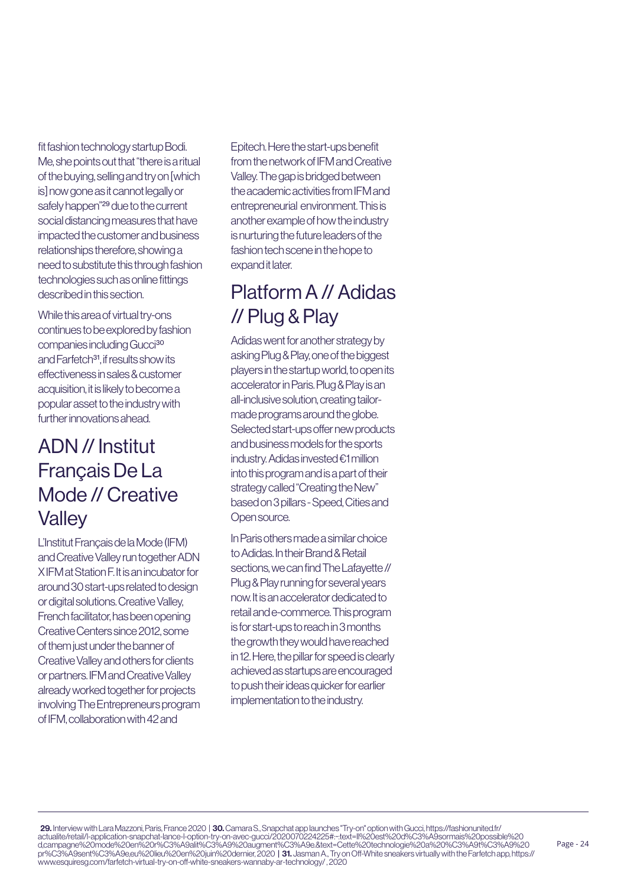fit fashion technology startup Bodi. Me, she points out that "there is a ritual of the buying, selling and try on [which is] now gone as it cannot legally or safely happen"[29] due to the current social distancing measures that have impacted the customer and business relationships therefore, showing a need to substitute this through fashion technologies such as online fittings described in this section.

While this area of virtual try-ons continues to be explored by fashion companies including Gucci[30] and Farfetch[31], if results show its effectiveness in sales & customer acquisition, it is likely to become a popular asset to the industry with further innovations ahead.

## ADN // Institut Français De La Mode // Creative Valley

L'Institut Français de la Mode (IFM) and Creative Valley run together ADN X IFM at Station F. It is an incubator for around 30 start-ups related to design or digital solutions. Creative Valley, French facilitator, has been opening Creative Centers since 2012, some of them just under the banner of Creative Valley and others for clients or partners. IFM and Creative Valley already worked together for projects involving The Entrepreneurs program of IFM, collaboration with 42 and Epitech. Here the start-ups benefit from the network of IFM and Creative Valley. The gap is bridged between the academic activities from IFM and entrepreneurial environment. This is another example of how the industry is nurturing the future leaders of the fashion tech scene in the hope to expand it later.

## Platform A // Adidas // Plug & Play

Adidas went for another strategy by asking Plug & Play, one of the biggest players in the startup world, to open its accelerator in Paris. Plug & Play is an all-inclusive solution, creating tailor-made programs around the globe. Selected start-ups offer new products and business models for the sports industry. Adidas invested €1 million into this program and is a part of their strategy called "Creating the New" based on 3 pillars - Speed, Cities and Open source.

In Paris others made a similar choice to Adidas. In their Brand & Retail sections, we can find The Lafayette // Plug & Play running for several years now. It is an accelerator dedicated to retail and e-commerce. This program is for start-ups to reach in 3 months the growth they would have reached in 12. Here, the pillar for speed is clearly achieved as startups are encouraged to push their ideas quicker for earlier implementation to the industry.

---

**29.** Interview with Lara Mazzoni, Paris, France 2020 | **30.** Camara S., Snapchat app launches "Try-on" option with Gucci, https://fashionunited.fr/actualite/retail/l-application-snapchat-lance-l-option-try-on-avec-gucci/2020070224225#:~:text=Il%20est%20d%C3%A9sormais%20possible%20d,campagne%20mode%20en%20r%C3%A9alit%C3%A9%20augment%C3%A9e.&text=Cette%20technologie%20a%20%C3%A9t%C3%A9%20pr%C3%A9sent%C3%A9e,eu%20lieu%20en%20juin%20dernier, 2020 | **31.** Jasman A., Try on Off-White sneakers virtually with the Farfetch app, https://www.esquiresg.com/farfetch-virtual-try-on-off-white-sneakers-wannaby-ar-technology/ , 2020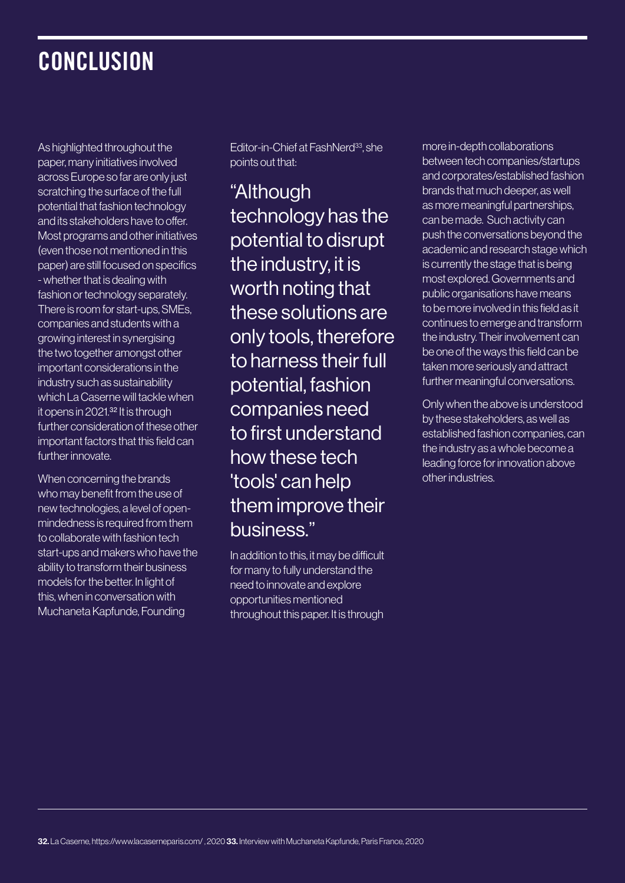# CONCLUSION

As highlighted throughout the paper, many initiatives involved across Europe so far are only just scratching the surface of the full potential that fashion technology and its stakeholders have to offer. Most programs and other initiatives (even those not mentioned in this paper) are still focused on specifics - whether that is dealing with fashion or technology separately. There is room for start-ups, SMEs, companies and students with a growing interest in synergising the two together amongst other important considerations in the industry such as sustainability which La Caserne will tackle when it opens in 2021.[32] It is through further consideration of these other important factors that this field can further innovate.

When concerning the brands who may benefit from the use of new technologies, a level of open-mindedness is required from them to collaborate with fashion tech start-ups and makers who have the ability to transform their business models for the better. In light of this, when in conversation with Muchaneta Kapfunde, Founding Editor-in-Chief at FashNerd[33], she points out that:

> "Although technology has the potential to disrupt the industry, it is worth noting that these solutions are only tools, therefore to harness their full potential, fashion companies need to first understand how these tech 'tools' can help them improve their business."

In addition to this, it may be difficult for many to fully understand the need to innovate and explore opportunities mentioned throughout this paper. It is through more in-depth collaborations between tech companies/startups and corporates/established fashion brands that much deeper, as well as more meaningful partnerships, can be made. Such activity can push the conversations beyond the academic and research stage which is currently the stage that is being most explored. Governments and public organisations have means to be more involved in this field as it continues to emerge and transform the industry. Their involvement can be one of the ways this field can be taken more seriously and attract further meaningful conversations.

Only when the above is understood by these stakeholders, as well as established fashion companies, can the industry as a whole become a leading force for innovation above other industries.

**32.** La Caserne, https://www.lacaserneparis.com/ , 2020 **33.** Interview with Muchaneta Kapfunde, Paris France, 2020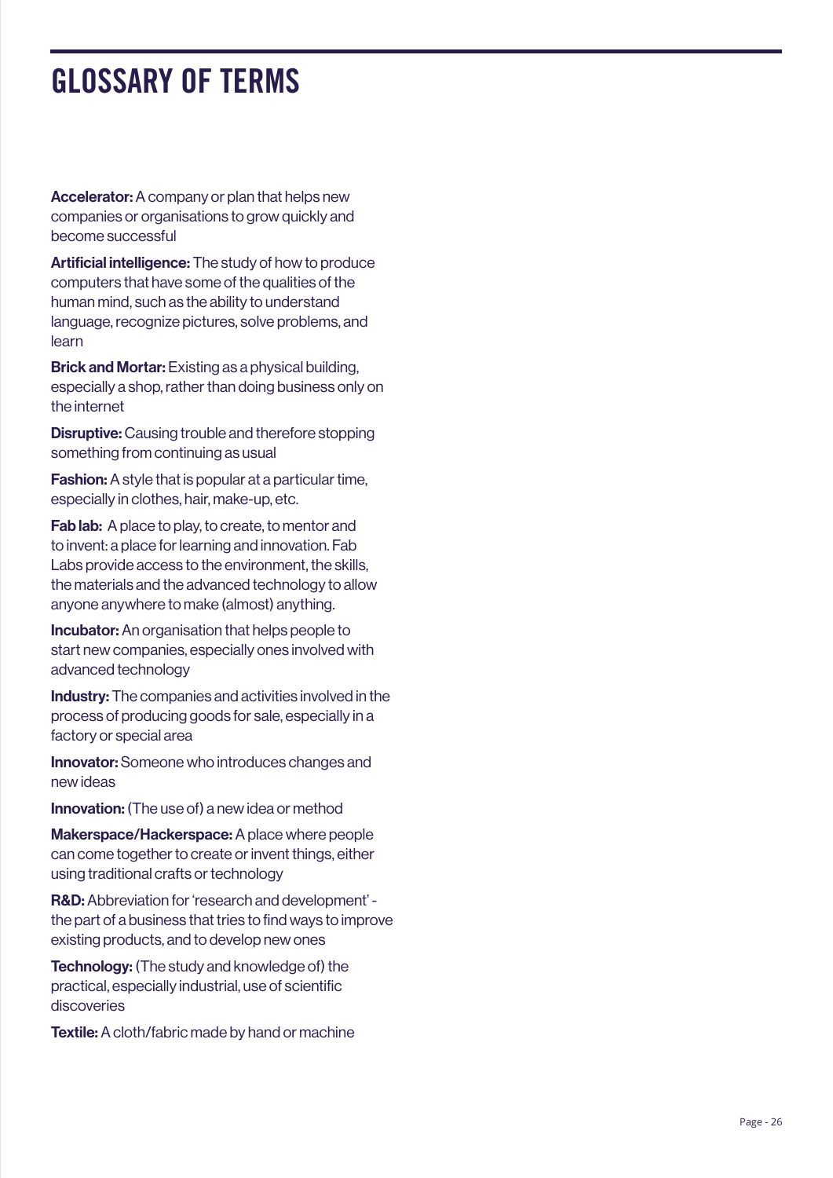# GLOSSARY OF TERMS

**Accelerator:** A company or plan that helps new companies or organisations to grow quickly and become successful

**Artificial intelligence:** The study of how to produce computers that have some of the qualities of the human mind, such as the ability to understand language, recognize pictures, solve problems, and learn

**Brick and Mortar:** Existing as a physical building, especially a shop, rather than doing business only on the internet

**Disruptive:** Causing trouble and therefore stopping something from continuing as usual

**Fashion:** A style that is popular at a particular time, especially in clothes, hair, make-up, etc.

**Fab lab:** A place to play, to create, to mentor and to invent: a place for learning and innovation. Fab Labs provide access to the environment, the skills, the materials and the advanced technology to allow anyone anywhere to make (almost) anything.

**Incubator:** An organisation that helps people to start new companies, especially ones involved with advanced technology

**Industry:** The companies and activities involved in the process of producing goods for sale, especially in a factory or special area

**Innovator:** Someone who introduces changes and new ideas

**Innovation:** (The use of) a new idea or method

**Makerspace/Hackerspace:** A place where people can come together to create or invent things, either using traditional crafts or technology

**R&D:** Abbreviation for 'research and development' - the part of a business that tries to find ways to improve existing products, and to develop new ones

**Technology:** (The study and knowledge of) the practical, especially industrial, use of scientific discoveries

**Textile:** A cloth/fabric made by hand or machine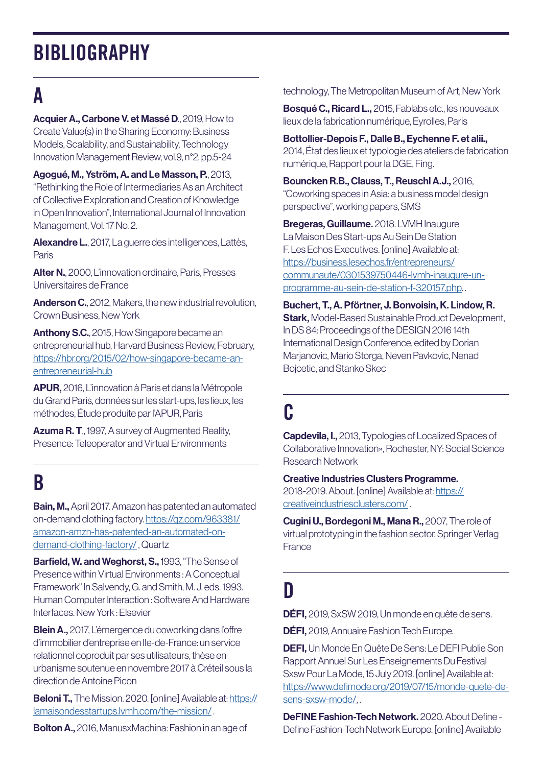# BIBLIOGRAPHY

## A

**Acquier A., Carbone V. et Massé D**., 2019, How to Create Value(s) in the Sharing Economy: Business Models, Scalability, and Sustainability, Technology Innovation Management Review, vol.9, n°2, pp.5-24

**Agogué, M., Yström, A. and Le Masson, P.**, 2013, "Rethinking the Role of Intermediaries As an Architect of Collective Exploration and Creation of Knowledge in Open Innovation", International Journal of Innovation Management, Vol. 17 No. 2.

**Alexandre L.**, 2017, La guerre des intelligences, Lattès, Paris

**Alter N.**, 2000, L'innovation ordinaire, Paris, Presses Universitaires de France

**Anderson C.**, 2012, Makers, the new industrial revolution, Crown Business, New York

**Anthony S.C.**, 2015, How Singapore became an entrepreneurial hub, Harvard Business Review, February, https://hbr.org/2015/02/how-singapore-became-an-entrepreneurial-hub

**APUR,** 2016, L'innovation à Paris et dans la Métropole du Grand Paris, données sur les start-ups, les lieux, les méthodes, Étude produite par l'APUR, Paris

**Azuma R. T**., 1997, A survey of Augmented Reality, Presence: Teleoperator and Virtual Environments

## B

**Bain, M.,** April 2017. Amazon has patented an automated on-demand clothing factory. https://qz.com/963381/amazon-amzn-has-patented-an-automated-on-demand-clothing-factory/ , Quartz

**Barfield, W. and Weghorst, S.,** 1993, "The Sense of Presence within Virtual Environments : A Conceptual Framework" In Salvendy, G. and Smith, M. J. eds. 1993. Human Computer Interaction : Software And Hardware Interfaces. New York : Elsevier

**Blein A.,** 2017, L'émergence du coworking dans l'offre d'immobilier d'entreprise en Ile-de-France: un service relationnel coproduit par ses utilisateurs, thèse en urbanisme soutenue en novembre 2017 à Créteil sous la direction de Antoine Picon

**Beloni T.,** The Mission. 2020. [online] Available at: https://lamaisondesstartups.lvmh.com/the-mission/ .

**Bolton A.,** 2016, ManusxMachina: Fashion in an age of technology, The Metropolitan Museum of Art, New York

**Bosqué C., Ricard L.,** 2015, Fablabs etc., les nouveaux lieux de la fabrication numérique, Eyrolles, Paris

**Bottollier-Depois F., Dalle B., Eychenne F. et alii.,** 2014, État des lieux et typologie des ateliers de fabrication numérique, Rapport pour la DGE, Fing.

**Bouncken R.B., Clauss, T., Reuschl A.J.,** 2016, "Coworking spaces in Asia: a business model design perspective", working papers, SMS

**Bregeras, Guillaume.** 2018. LVMH Inaugure La Maison Des Start-ups Au Sein De Station F. Les Echos Executives. [online] Available at: https://business.lesechos.fr/entrepreneurs/communaute/0301539750446-lvmh-inaugure-un-programme-au-sein-de-station-f-320157.php. .

**Buchert, T., A. Pförtner, J. Bonvoisin, K. Lindow, R. Stark,** Model-Based Sustainable Product Development, In DS 84: Proceedings of the DESIGN 2016 14th International Design Conference, edited by Dorian Marjanovic, Mario Storga, Neven Pavkovic, Nenad Bojcetic, and Stanko Skec

## C

**Capdevila, I.,** 2013, Typologies of Localized Spaces of Collaborative Innovation», Rochester, NY: Social Science Research Network

**Creative Industries Clusters Programme.** 2018-2019. About. [online] Available at: https://creativeindustriesclusters.com/ .

**Cugini U., Bordegoni M., Mana R.,** 2007, The role of virtual prototyping in the fashion sector, Springer Verlag France

## D

**DÉFI,** 2019, SxSW 2019, Un monde en quête de sens.

**DÉFI,** 2019, Annuaire Fashion Tech Europe.

**DEFI,** Un Monde En Quête De Sens: Le DEFI Publie Son Rapport Annuel Sur Les Enseignements Du Festival Sxsw Pour La Mode, 15 July 2019. [online] Available at: https://www.defimode.org/2019/07/15/monde-quete-de-sens-sxsw-mode/, .

**DeFINE Fashion-Tech Network.** 2020. About Define - Define Fashion-Tech Network Europe. [online] Available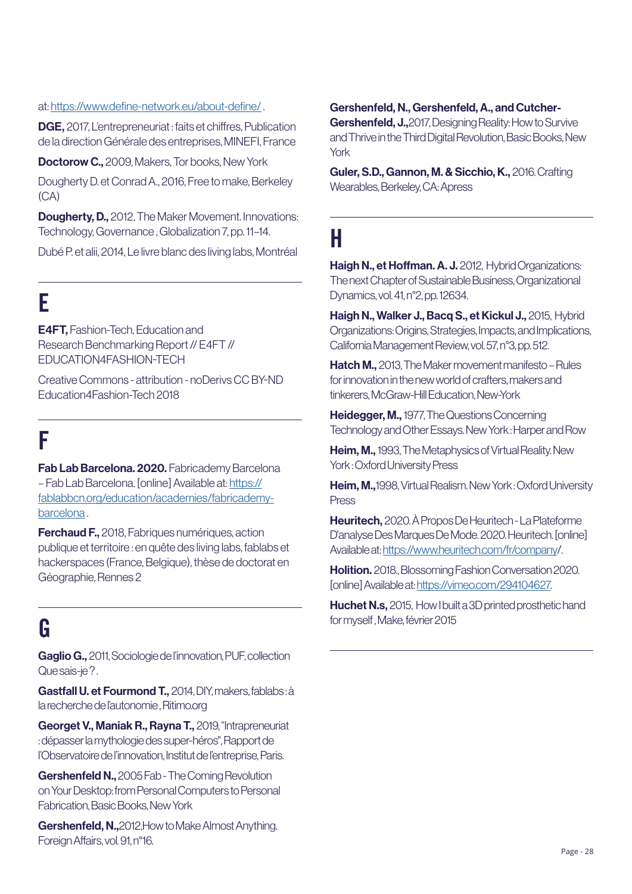at: https://www.define-network.eu/about-define/ .

**DGE,** 2017, L'entrepreneuriat : faits et chiffres, Publication de la direction Générale des entreprises, MINEFI, France

**Doctorow C.,** 2009, Makers, Tor books, New York

Dougherty D. et Conrad A., 2016, Free to make, Berkeley (CA)

**Dougherty, D.,** 2012, The Maker Movement. Innovations: Technology, Governance , Globalization 7, pp. 11–14.

Dubé P. et alii, 2014, Le livre blanc des living labs, Montréal

# E

**E4FT,** Fashion-Tech, Education and Research Benchmarking Report // E4FT // EDUCATION4FASHION-TECH

Creative Commons - attribution - noDerivs CC BY-ND Education4Fashion-Tech 2018

# F

**Fab Lab Barcelona. 2020.** Fabricademy Barcelona – Fab Lab Barcelona. [online] Available at: https://fablabbcn.org/education/academies/fabricademy-barcelona .

**Ferchaud F.,** 2018, Fabriques numériques, action publique et territoire : en quête des living labs, fablabs et hackerspaces (France, Belgique), thèse de doctorat en Géographie, Rennes 2

# G

**Gaglio G.,** 2011, Sociologie de l'innovation, PUF, collection Que sais-je ? .

**Gastfall U. et Fourmond T.,** 2014, DIY, makers, fablabs : à la recherche de l'autonomie , Ritimo.org

**Georget V., Maniak R., Rayna T.,** 2019, "Intrapreneuriat : dépasser la mythologie des super-héros", Rapport de l'Observatoire de l'innovation, Institut de l'entreprise, Paris.

**Gershenfeld N.,** 2005 Fab - The Coming Revolution on Your Desktop: from Personal Computers to Personal Fabrication, Basic Books, New York

**Gershenfeld, N.,**2012,How to Make Almost Anything. Foreign Affairs, vol. 91, n°16.

**Gershenfeld, N., Gershenfeld, A., and Cutcher-Gershenfeld, J.,**2017, Designing Reality: How to Survive and Thrive in the Third Digital Revolution, Basic Books, New York

**Guler, S.D., Gannon, M. & Sicchio, K.,** 2016. Crafting Wearables, Berkeley, CA: Apress

# H

**Haigh N., et Hoffman. A. J.** 2012, Hybrid Organizations: The next Chapter of Sustainable Business, Organizational Dynamics, vol. 41, n°2, pp. 12634.

**Haigh N., Walker J., Bacq S., et Kickul J.,** 2015, Hybrid Organizations: Origins, Strategies, Impacts, and Implications, California Management Review, vol. 57, n°3, pp. 512.

**Hatch M.,** 2013, The Maker movement manifesto – Rules for innovation in the new world of crafters, makers and tinkerers, McGraw-Hill Education, New-York

**Heidegger, M.,** 1977, The Questions Concerning Technology and Other Essays. New York : Harper and Row

**Heim, M.,** 1993, The Metaphysics of Virtual Reality. New York : Oxford University Press

**Heim, M.,**1998, Virtual Realism. New York : Oxford University Press

**Heuritech,** 2020. À Propos De Heuritech - La Plateforme D'analyse Des Marques De Mode. 2020. Heuritech. [online] Available at: https://www.heuritech.com/fr/company/.

**Holition.** 2018., Blossoming Fashion Conversation 2020. [online] Available at: https://vimeo.com/294104627.

**Huchet N.s,** 2015, How I built a 3D printed prosthetic hand for myself , Make, février 2015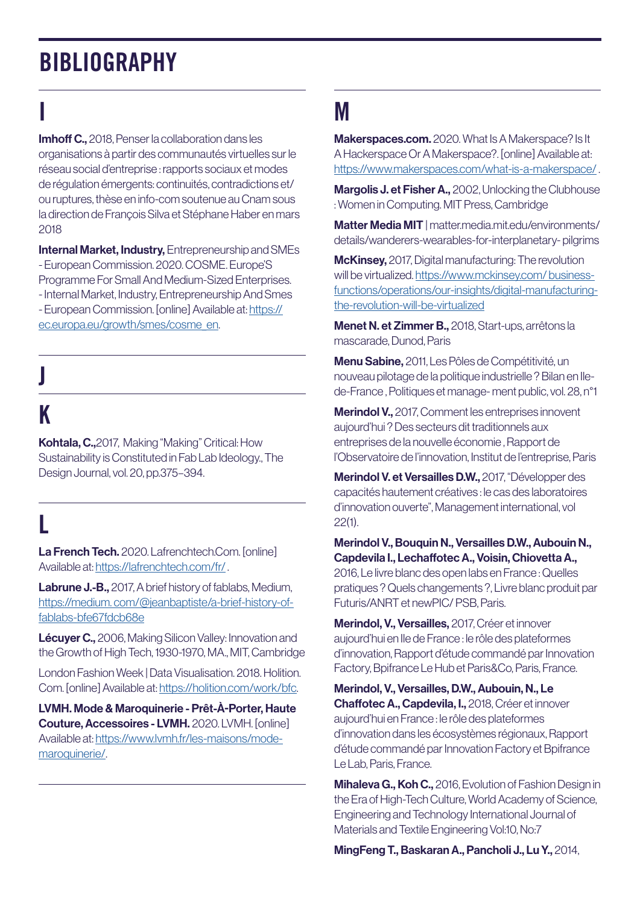# BIBLIOGRAPHY

## I

**Imhoff C.,** 2018, Penser la collaboration dans les organisations à partir des communautés virtuelles sur le réseau social d'entreprise : rapports sociaux et modes de régulation émergents: continuités, contradictions et/ou ruptures, thèse en info-com soutenue au Cnam sous la direction de François Silva et Stéphane Haber en mars 2018

**Internal Market, Industry,** Entrepreneurship and SMEs - European Commission. 2020. COSME. Europe'S Programme For Small And Medium-Sized Enterprises. - Internal Market, Industry, Entrepreneurship And Smes - European Commission. [online] Available at: https://ec.europa.eu/growth/smes/cosme_en.

## J

## K

**Kohtala, C.,**2017, Making "Making" Critical: How Sustainability is Constituted in Fab Lab Ideology., The Design Journal, vol. 20, pp.375–394.

## L

**La French Tech.** 2020. Lafrenchtech.Com. [online] Available at: https://lafrenchtech.com/fr/ .

**Labrune J.-B.,** 2017, A brief history of fablabs, Medium, https://medium. com/@jeanbaptiste/a-brief-history-of-fablabs-bfe67fdcb68e

**Lécuyer C.,** 2006, Making Silicon Valley: Innovation and the Growth of High Tech, 1930-1970, MA., MIT, Cambridge

London Fashion Week | Data Visualisation. 2018. Holition. Com. [online] Available at: https://holition.com/work/bfc.

**LVMH. Mode & Maroquinerie - Prêt-À-Porter, Haute Couture, Accessoires - LVMH.** 2020. LVMH. [online] Available at: https://www.lvmh.fr/les-maisons/mode-maroquinerie/.

## M

**Makerspaces.com.** 2020. What Is A Makerspace? Is It A Hackerspace Or A Makerspace?. [online] Available at: https://www.makerspaces.com/what-is-a-makerspace/ .

**Margolis J. et Fisher A.,** 2002, Unlocking the Clubhouse : Women in Computing. MIT Press, Cambridge

**Matter Media MIT** | matter.media.mit.edu/environments/details/wanderers-wearables-for-interplanetary- pilgrims

**McKinsey,** 2017, Digital manufacturing: The revolution will be virtualized. https://www.mckinsey.com/ business-functions/operations/our-insights/digital-manufacturing-the-revolution-will-be-virtualized

**Menet N. et Zimmer B.,** 2018, Start-ups, arrêtons la mascarade, Dunod, Paris

**Menu Sabine,** 2011, Les Pôles de Compétitivité, un nouveau pilotage de la politique industrielle ? Bilan en Ile-de-France , Politiques et manage- ment public, vol. 28, n°1

**Merindol V.,** 2017, Comment les entreprises innovent aujourd'hui ? Des secteurs dit traditionnels aux entreprises de la nouvelle économie , Rapport de l'Observatoire de l'innovation, Institut de l'entreprise, Paris

**Merindol V. et Versailles D.W.,** 2017, "Développer des capacités hautement créatives : le cas des laboratoires d'innovation ouverte", Management international, vol 22(1).

**Merindol V., Bouquin N., Versailles D.W., Aubouin N., Capdevila I., Lechaffotec A., Voisin, Chiovetta A.,** 2016, Le livre blanc des open labs en France : Quelles pratiques ? Quels changements ?, Livre blanc produit par Futuris/ANRT et newPIC/ PSB, Paris.

**Merindol, V., Versailles,** 2017, Créer et innover aujourd'hui en Ile de France : le rôle des plateformes d'innovation, Rapport d'étude commandé par Innovation Factory, Bpifrance Le Hub et Paris&Co, Paris, France.

**Merindol, V., Versailles, D.W., Aubouin, N., Le Chaffotec A., Capdevila, I.,** 2018, Créer et innover aujourd'hui en France : le rôle des plateformes d'innovation dans les écosystèmes régionaux, Rapport d'étude commandé par Innovation Factory et Bpifrance Le Lab, Paris, France.

**Mihaleva G., Koh C.,** 2016, Evolution of Fashion Design in the Era of High-Tech Culture, World Academy of Science, Engineering and Technology International Journal of Materials and Textile Engineering Vol:10, No:7

**MingFeng T., Baskaran A., Pancholi J., Lu Y.,** 2014,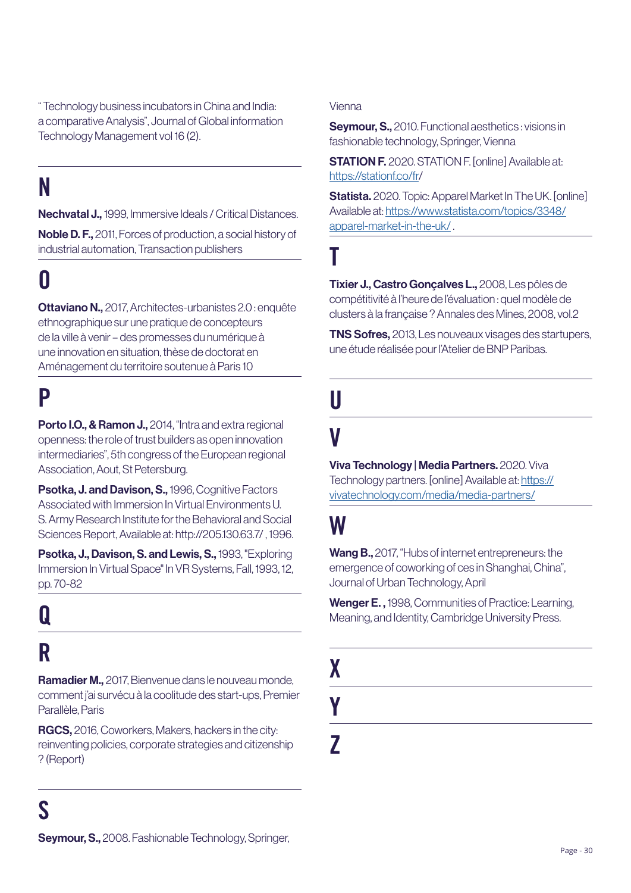" Technology business incubators in China and India: a comparative Analysis", Journal of Global information Technology Management vol 16 (2).

## N

**Nechvatal J.,** 1999, Immersive Ideals / Critical Distances.

**Noble D. F.,** 2011, Forces of production, a social history of industrial automation, Transaction publishers

## O

**Ottaviano N.,** 2017, Architectes-urbanistes 2.0 : enquête ethnographique sur une pratique de concepteurs de la ville à venir – des promesses du numérique à une innovation en situation, thèse de doctorat en Aménagement du territoire soutenue à Paris 10

## P

**Porto I.O., & Ramon J.,** 2014, "Intra and extra regional openness: the role of trust builders as open innovation intermediaries", 5th congress of the European regional Association, Aout, St Petersburg.

**Psotka, J. and Davison, S.,** 1996, Cognitive Factors Associated with Immersion In Virtual Environments U. S. Army Research Institute for the Behavioral and Social Sciences Report, Available at: http://205.130.63.7/ , 1996.

**Psotka, J., Davison, S. and Lewis, S.,** 1993, "Exploring Immersion In Virtual Space" In VR Systems, Fall, 1993, 12, pp. 70-82

## Q

## R

**Ramadier M.,** 2017, Bienvenue dans le nouveau monde, comment j'ai survécu à la coolitude des start-ups, Premier Parallèle, Paris

**RGCS,** 2016, Coworkers, Makers, hackers in the city: reinventing policies, corporate strategies and citizenship ? (Report)

## S

**Seymour, S.,** 2008. Fashionable Technology, Springer, Vienna

**Seymour, S.,** 2010. Functional aesthetics : visions in fashionable technology, Springer, Vienna

**STATION F.** 2020. STATION F. [online] Available at: https://stationf.co/fr/

**Statista.** 2020. Topic: Apparel Market In The UK. [online] Available at: https://www.statista.com/topics/3348/apparel-market-in-the-uk/ .

## T

**Tixier J., Castro Gonçalves L.,** 2008, Les pôles de compétitivité à l'heure de l'évaluation : quel modèle de clusters à la française ? Annales des Mines, 2008, vol.2

**TNS Sofres,** 2013, Les nouveaux visages des startupers, une étude réalisée pour l'Atelier de BNP Paribas.

## U

## V

**Viva Technology | Media Partners.** 2020. Viva Technology partners. [online] Available at: https://vivatechnology.com/media/media-partners/

## W

**Wang B.,** 2017, "Hubs of internet entrepreneurs: the emergence of coworking of ces in Shanghai, China", Journal of Urban Technology, April

**Wenger E. ,** 1998, Communities of Practice: Learning, Meaning, and Identity, Cambridge University Press.

## X

## Y

## Z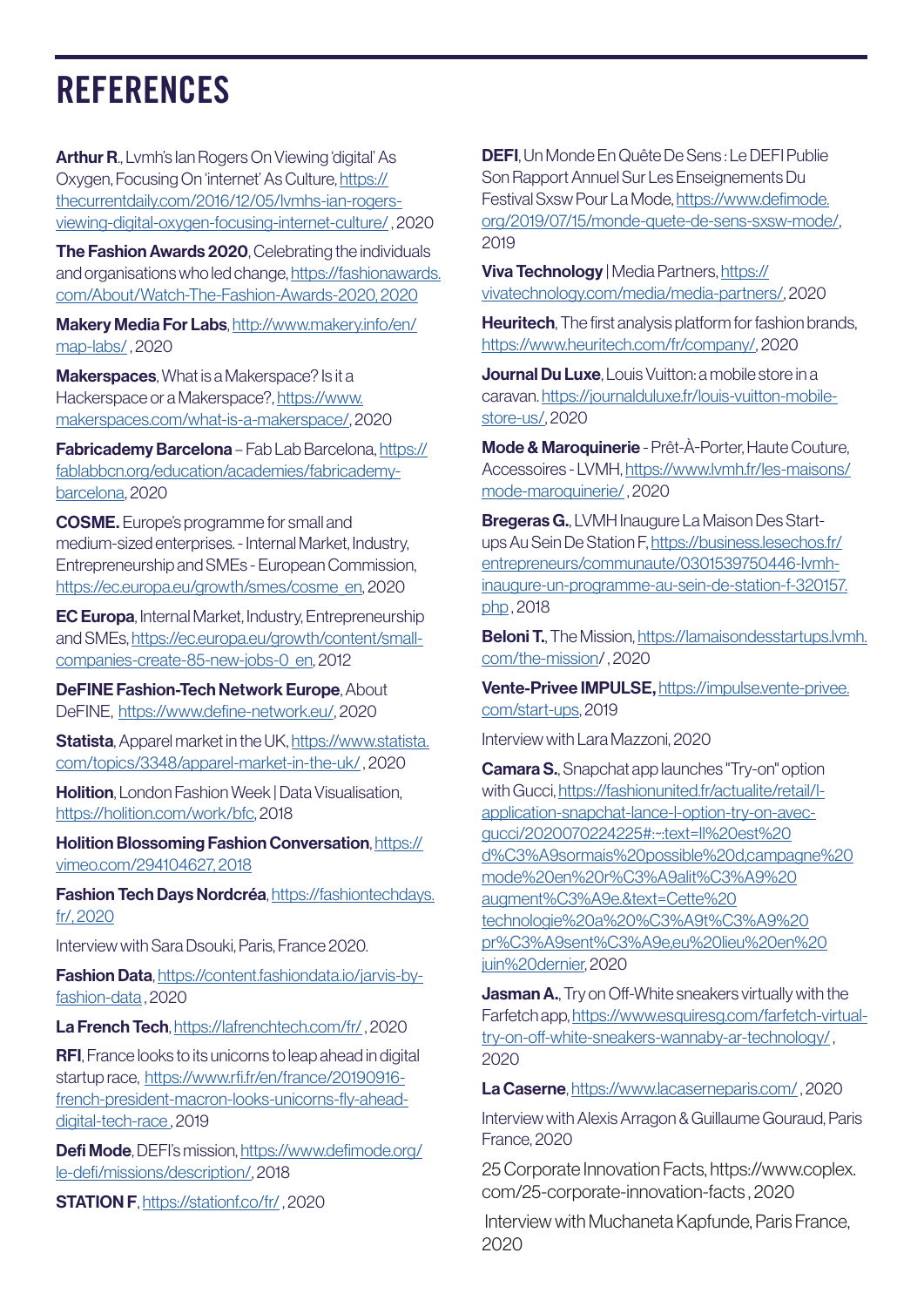# REFERENCES

**Arthur R**., Lvmh's Ian Rogers On Viewing 'digital' As Oxygen, Focusing On 'internet' As Culture, https://thecurrentdaily.com/2016/12/05/lvmhs-ian-rogers-viewing-digital-oxygen-focusing-internet-culture/ , 2020

**The Fashion Awards 2020**, Celebrating the individuals and organisations who led change, https://fashionawards.com/About/Watch-The-Fashion-Awards-2020, 2020

**Makery Media For Labs**, http://www.makery.info/en/map-labs/ , 2020

**Makerspaces**, What is a Makerspace? Is it a Hackerspace or a Makerspace?, https://www.makerspaces.com/what-is-a-makerspace/, 2020

**Fabricademy Barcelona** – Fab Lab Barcelona, https://fablabbcn.org/education/academies/fabricademy-barcelona, 2020

**COSME.** Europe's programme for small and medium-sized enterprises. - Internal Market, Industry, Entrepreneurship and SMEs - European Commission, https://ec.europa.eu/growth/smes/cosme_en, 2020

**EC Europa**, Internal Market, Industry, Entrepreneurship and SMEs, https://ec.europa.eu/growth/content/small-companies-create-85-new-jobs-0_en, 2012

**DeFINE Fashion-Tech Network Europe**, About DeFINE, https://www.define-network.eu/, 2020

**Statista**, Apparel market in the UK, https://www.statista.com/topics/3348/apparel-market-in-the-uk/ , 2020

**Holition**, London Fashion Week | Data Visualisation, https://holition.com/work/bfc, 2018

**Holition Blossoming Fashion Conversation**, https://vimeo.com/294104627, 2018

**Fashion Tech Days Nordcréa**, https://fashiontechdays.fr/, 2020

Interview with Sara Dsouki, Paris, France 2020.

**Fashion Data**, https://content.fashiondata.io/jarvis-by-fashion-data , 2020

**La French Tech**, https://lafrenchtech.com/fr/ , 2020

**RFI**, France looks to its unicorns to leap ahead in digital startup race, https://www.rfi.fr/en/france/20190916-french-president-macron-looks-unicorns-fly-ahead-digital-tech-race , 2019

**Defi Mode**, DEFI's mission, https://www.defimode.org/le-defi/missions/description/, 2018

**STATION F**, https://stationf.co/fr/ , 2020

**DEFI**, Un Monde En Quête De Sens : Le DEFI Publie Son Rapport Annuel Sur Les Enseignements Du Festival Sxsw Pour La Mode, https://www.defimode.org/2019/07/15/monde-quete-de-sens-sxsw-mode/, 2019

**Viva Technology** | Media Partners, https://vivatechnology.com/media/media-partners/, 2020

**Heuritech**, The first analysis platform for fashion brands, https://www.heuritech.com/fr/company/, 2020

**Journal Du Luxe**, Louis Vuitton: a mobile store in a caravan. https://journalduluxe.fr/louis-vuitton-mobile-store-us/, 2020

**Mode & Maroquinerie** - Prêt-À-Porter, Haute Couture, Accessoires - LVMH, https://www.lvmh.fr/les-maisons/mode-maroquinerie/ , 2020

**Bregeras G.**, LVMH Inaugure La Maison Des Start-ups Au Sein De Station F, https://business.lesechos.fr/entrepreneurs/communaute/0301539750446-lvmh-inaugure-un-programme-au-sein-de-station-f-320157.php , 2018

**Beloni T.**, The Mission, https://lamaisondesstartups.lvmh.com/the-mission/ , 2020

**Vente-Privee IMPULSE,** https://impulse.vente-privee.com/start-ups, 2019

Interview with Lara Mazzoni, 2020

**Camara S.**, Snapchat app launches "Try-on" option with Gucci, https://fashionunited.fr/actualite/retail/l-application-snapchat-lance-l-option-try-on-avec-gucci/2020070224225#:~:text=Il%20est%20d%C3%A9sormais%20possible%20d,campagne%20mode%20en%20r%C3%A9alit%C3%A9%20augment%C3%A9e.&text=Cette%20technologie%20a%20%C3%A9t%C3%A9%20pr%C3%A9sent%C3%A9e,eu%20lieu%20en%20juin%20dernier, 2020

**Jasman A.**, Try on Off-White sneakers virtually with the Farfetch app, https://www.esquiresg.com/farfetch-virtual-try-on-off-white-sneakers-wannaby-ar-technology/ , 2020

**La Caserne**, https://www.lacaserneparis.com/ , 2020

Interview with Alexis Arragon & Guillaume Gouraud, Paris France, 2020

25 Corporate Innovation Facts, https://www.coplex.com/25-corporate-innovation-facts , 2020

Interview with Muchaneta Kapfunde, Paris France, 2020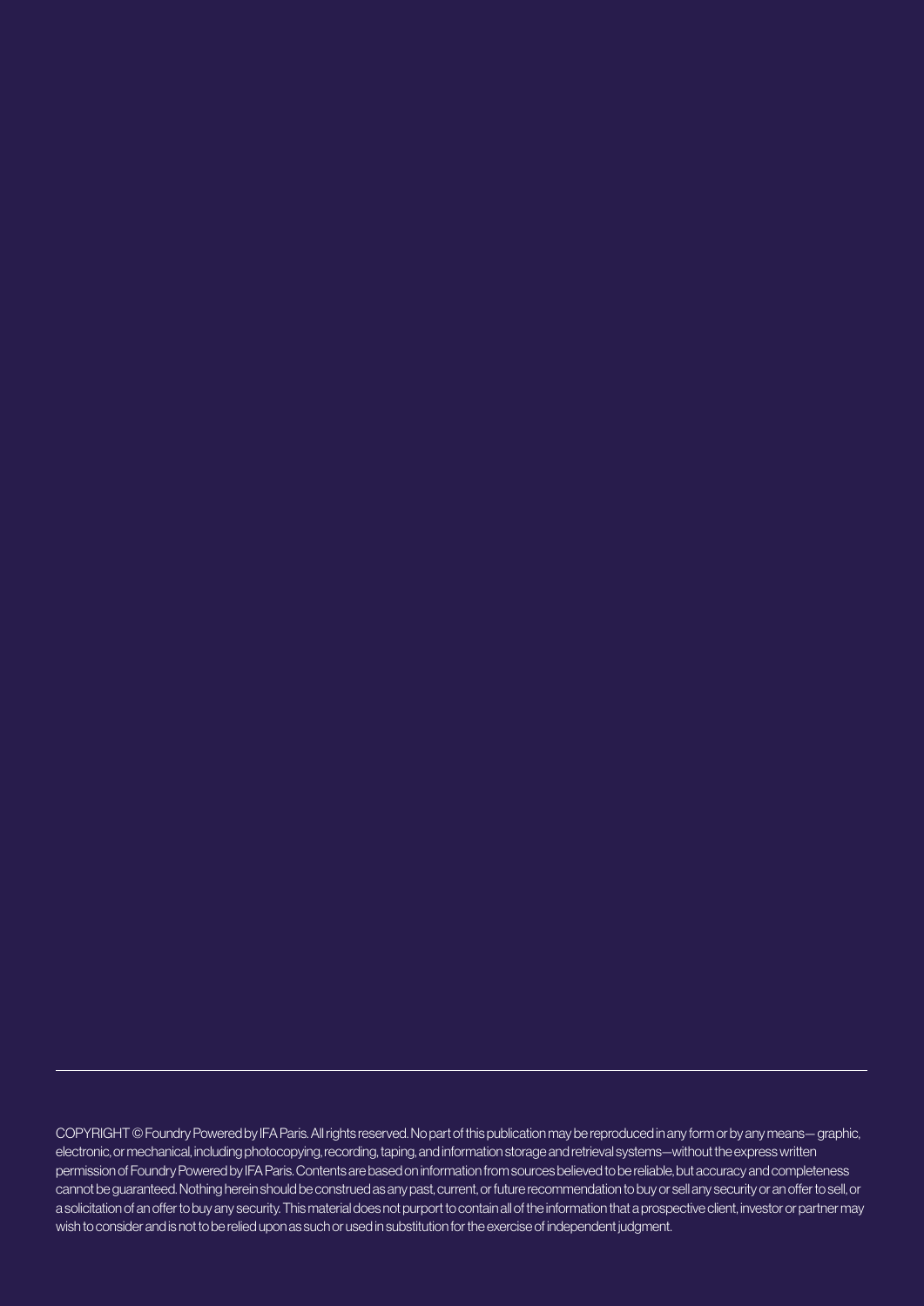COPYRIGHT © Foundry Powered by IFA Paris. All rights reserved. No part of this publication may be reproduced in any form or by any means— graphic, electronic, or mechanical, including photocopying, recording, taping, and information storage and retrieval systems—without the express written permission of Foundry Powered by IFA Paris. Contents are based on information from sources believed to be reliable, but accuracy and completeness cannot be guaranteed. Nothing herein should be construed as any past, current, or future recommendation to buy or sell any security or an offer to sell, or a solicitation of an offer to buy any security. This material does not purport to contain all of the information that a prospective client, investor or partner may wish to consider and is not to be relied upon as such or used in substitution for the exercise of independent judgment.